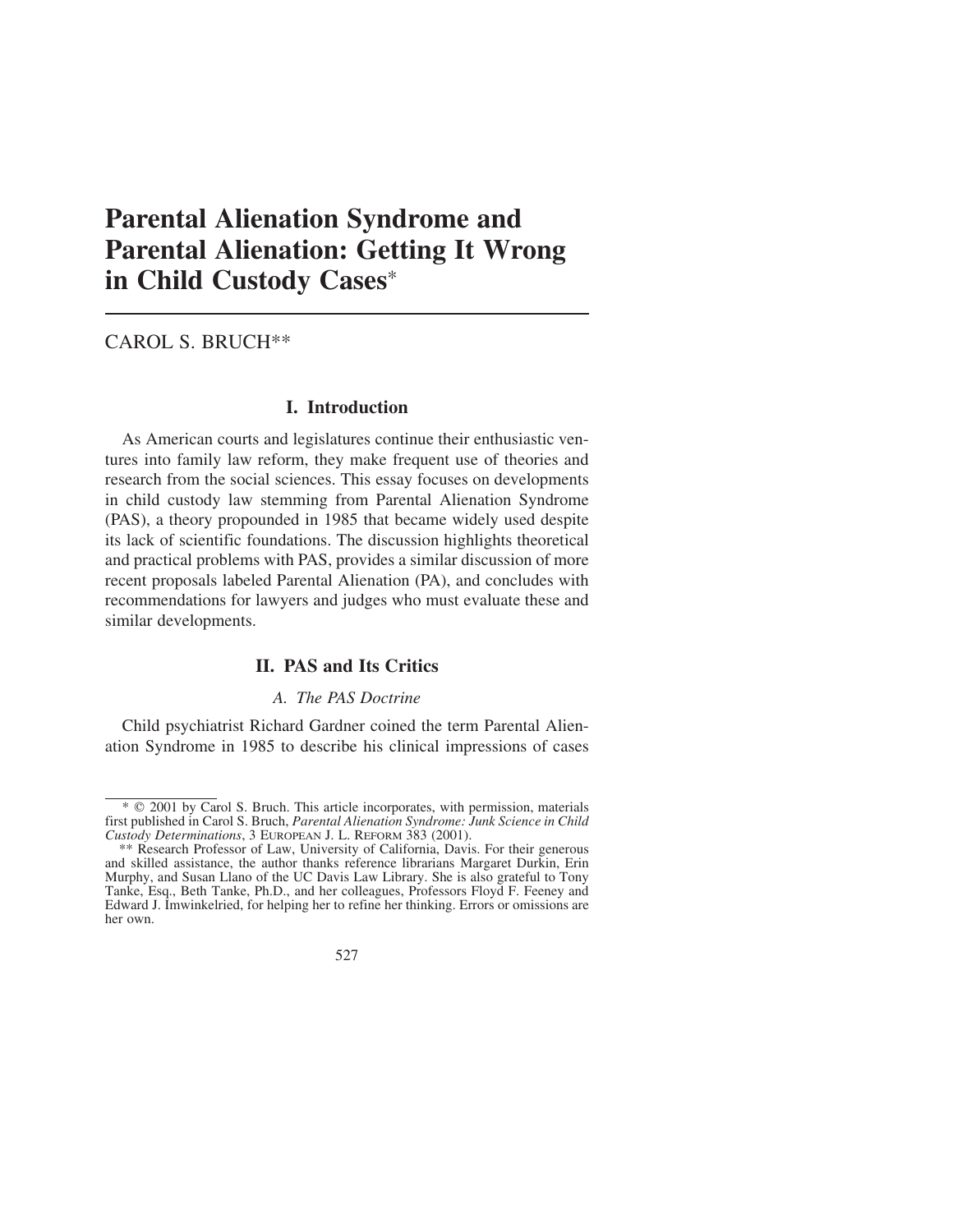# Parental Alienation Syndrome and Parental Alienation: Getting It Wrong in Child Custody Cases*

CAROL S. BRUCH**

## I. Introduction

As American courts and legislatures continue their enthusiastic ventures into family law reform, they make frequent use of theories and research from the social sciences. This essay focuses on developments in child custody law stemming from Parental Alienation Syndrome (PAS), a theory propounded in 1985 that became widely used despite its lack of scientific foundations. The discussion highlights theoretical and practical problems with PAS, provides a similar discussion of more recent proposals labeled Parental Alienation (PA), and concludes with recommendations for lawyers and judges who must evaluate these and similar developments.

## II. PAS and Its Critics

### *A. The PAS Doctrine*

Child psychiatrist Richard Gardner coined the term Parental Alienation Syndrome in 1985 to describe his clinical impressions of cases

---

\* © 2001 by Carol S. Bruch. This article incorporates, with permission, materials first published in Carol S. Bruch, *Parental Alienation Syndrome: Junk Science in Child Custody Determinations*, 3 EUROPEAN J. L. REFORM 383 (2001).

\*\* Research Professor of Law, University of California, Davis. For their generous and skilled assistance, the author thanks reference librarians Margaret Durkin, Erin Murphy, and Susan Llano of the UC Davis Law Library. She is also grateful to Tony Tanke, Esq., Beth Tanke, Ph.D., and her colleagues, Professors Floyd F. Feeney and Edward J. Imwinkelried, for helping her to refine her thinking. Errors or omissions are her own.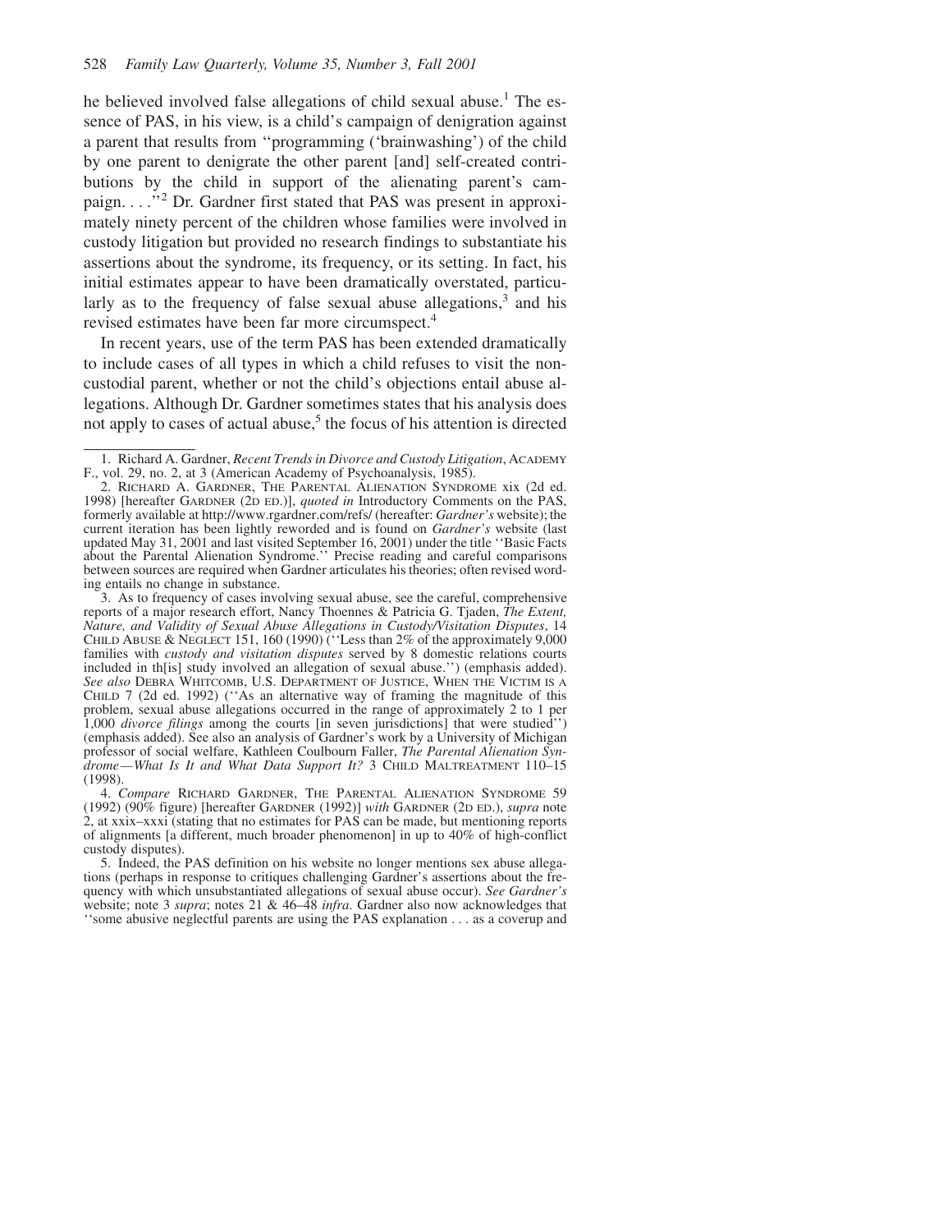he believed involved false allegations of child sexual abuse.[1] The essence of PAS, in his view, is a child's campaign of denigration against a parent that results from ''programming ('brainwashing') of the child by one parent to denigrate the other parent [and] self-created contributions by the child in support of the alienating parent's campaign. . . .''[2] Dr. Gardner first stated that PAS was present in approximately ninety percent of the children whose families were involved in custody litigation but provided no research findings to substantiate his assertions about the syndrome, its frequency, or its setting. In fact, his initial estimates appear to have been dramatically overstated, particularly as to the frequency of false sexual abuse allegations,[3] and his revised estimates have been far more circumspect.[4]

In recent years, use of the term PAS has been extended dramatically to include cases of all types in which a child refuses to visit the noncustodial parent, whether or not the child's objections entail abuse allegations. Although Dr. Gardner sometimes states that his analysis does not apply to cases of actual abuse,[5] the focus of his attention is directed

---

1. Richard A. Gardner, *Recent Trends in Divorce and Custody Litigation*, ACADEMY F., vol. 29, no. 2, at 3 (American Academy of Psychoanalysis, 1985).

2. RICHARD A. GARDNER, THE PARENTAL ALIENATION SYNDROME xix (2d ed. 1998) [hereafter GARDNER (2D ED.)], *quoted in* Introductory Comments on the PAS, formerly available at http://www.rgardner.com/refs/ (hereafter: *Gardner's* website); the current iteration has been lightly reworded and is found on *Gardner's* website (last updated May 31, 2001 and last visited September 16, 2001) under the title ''Basic Facts about the Parental Alienation Syndrome.'' Precise reading and careful comparisons between sources are required when Gardner articulates his theories; often revised wording entails no change in substance.

3. As to frequency of cases involving sexual abuse, see the careful, comprehensive reports of a major research effort, Nancy Thoennes & Patricia G. Tjaden, *The Extent, Nature, and Validity of Sexual Abuse Allegations in Custody/Visitation Disputes*, 14 CHILD ABUSE & NEGLECT 151, 160 (1990) (''Less than 2% of the approximately 9,000 families with *custody and visitation disputes* served by 8 domestic relations courts included in th[is] study involved an allegation of sexual abuse.'') (emphasis added). *See also* DEBRA WHITCOMB, U.S. DEPARTMENT OF JUSTICE, WHEN THE VICTIM IS A CHILD 7 (2d ed. 1992) (''As an alternative way of framing the magnitude of this problem, sexual abuse allegations occurred in the range of approximately 2 to 1 per 1,000 *divorce filings* among the courts [in seven jurisdictions] that were studied'') (emphasis added). See also an analysis of Gardner's work by a University of Michigan professor of social welfare, Kathleen Coulbourn Faller, *The Parental Alienation Syndrome—What Is It and What Data Support It?* 3 CHILD MALTREATMENT 110–15 (1998).

4. *Compare* RICHARD GARDNER, THE PARENTAL ALIENATION SYNDROME 59 (1992) (90% figure) [hereafter GARDNER (1992)] *with* GARDNER (2D ED.), *supra* note 2, at xxix–xxxi (stating that no estimates for PAS can be made, but mentioning reports of alignments [a different, much broader phenomenon] in up to 40% of high-conflict custody disputes).

5. Indeed, the PAS definition on his website no longer mentions sex abuse allegations (perhaps in response to critiques challenging Gardner's assertions about the frequency with which unsubstantiated allegations of sexual abuse occur). *See Gardner's* website; note 3 *supra*; notes 21 & 46–48 *infra*. Gardner also now acknowledges that ''some abusive neglectful parents are using the PAS explanation . . . as a coverup and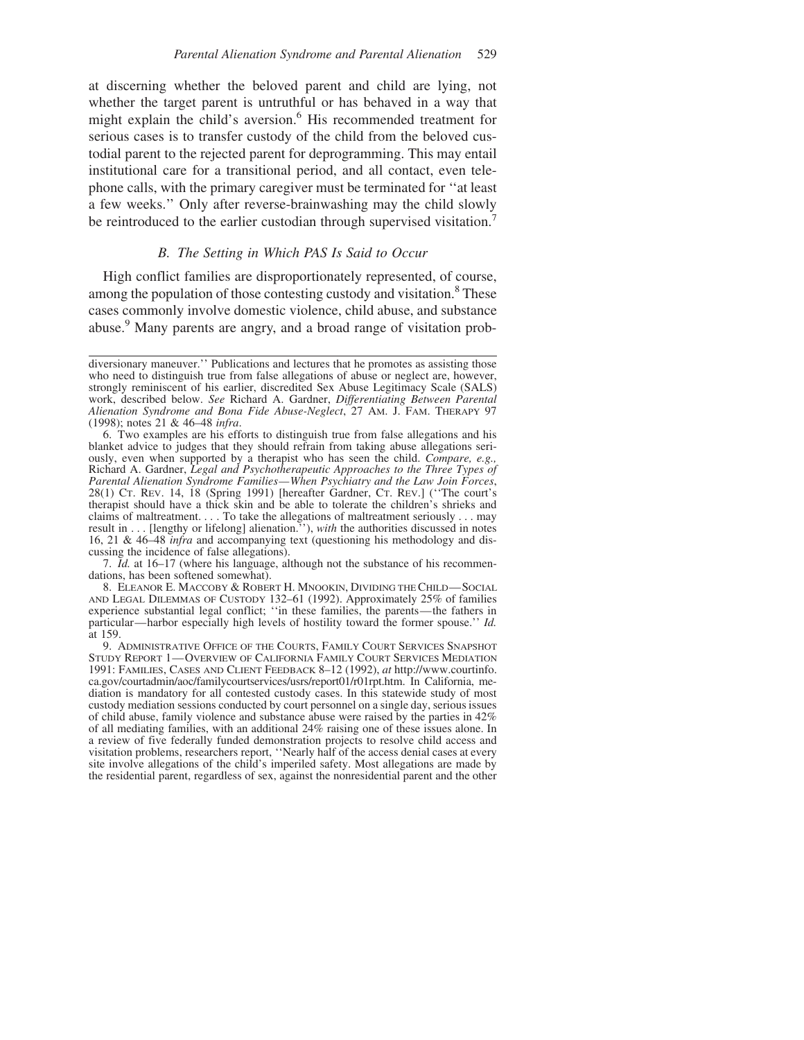at discerning whether the beloved parent and child are lying, not whether the target parent is untruthful or has behaved in a way that might explain the child's aversion.[6] His recommended treatment for serious cases is to transfer custody of the child from the beloved custodial parent to the rejected parent for deprogramming. This may entail institutional care for a transitional period, and all contact, even telephone calls, with the primary caregiver must be terminated for ''at least a few weeks.'' Only after reverse-brainwashing may the child slowly be reintroduced to the earlier custodian through supervised visitation.[7]

### *B. The Setting in Which PAS Is Said to Occur*

High conflict families are disproportionately represented, of course, among the population of those contesting custody and visitation.[8] These cases commonly involve domestic violence, child abuse, and substance abuse.[9] Many parents are angry, and a broad range of visitation prob-

---

diversionary maneuver.'' Publications and lectures that he promotes as assisting those who need to distinguish true from false allegations of abuse or neglect are, however, strongly reminiscent of his earlier, discredited Sex Abuse Legitimacy Scale (SALS) work, described below. *See* Richard A. Gardner, *Differentiating Between Parental Alienation Syndrome and Bona Fide Abuse-Neglect*, 27 AM. J. FAM. THERAPY 97 (1998); notes 21 & 46–48 *infra*.

6. Two examples are his efforts to distinguish true from false allegations and his blanket advice to judges that they should refrain from taking abuse allegations seriously, even when supported by a therapist who has seen the child. *Compare, e.g.,* Richard A. Gardner, *Legal and Psychotherapeutic Approaches to the Three Types of Parental Alienation Syndrome Families—When Psychiatry and the Law Join Forces*, 28(1) CT. REV. 14, 18 (Spring 1991) [hereafter Gardner, CT. REV.] (''The court's therapist should have a thick skin and be able to tolerate the children's shrieks and claims of maltreatment. . . . To take the allegations of maltreatment seriously . . . may result in . . . [lengthy or lifelong] alienation.''), *with* the authorities discussed in notes 16, 21 & 46–48 *infra* and accompanying text (questioning his methodology and discussing the incidence of false allegations).

7. *Id.* at 16–17 (where his language, although not the substance of his recommendations, has been softened somewhat).

8. ELEANOR E. MACCOBY & ROBERT H. MNOOKIN, DIVIDING THE CHILD—SOCIAL AND LEGAL DILEMMAS OF CUSTODY 132–61 (1992). Approximately 25% of families experience substantial legal conflict; ''in these families, the parents—the fathers in particular—harbor especially high levels of hostility toward the former spouse.'' *Id.* at 159.

9. ADMINISTRATIVE OFFICE OF THE COURTS, FAMILY COURT SERVICES SNAPSHOT STUDY REPORT 1—OVERVIEW OF CALIFORNIA FAMILY COURT SERVICES MEDIATION 1991: FAMILIES, CASES AND CLIENT FEEDBACK 8–12 (1992), *at* http://www.courtinfo.ca.gov/courtadmin/aoc/familycourtservices/usrs/report01/r01rpt.htm. In California, mediation is mandatory for all contested custody cases. In this statewide study of most custody mediation sessions conducted by court personnel on a single day, serious issues of child abuse, family violence and substance abuse were raised by the parties in 42% of all mediating families, with an additional 24% raising one of these issues alone. In a review of five federally funded demonstration projects to resolve child access and visitation problems, researchers report, ''Nearly half of the access denial cases at every site involve allegations of the child's imperiled safety. Most allegations are made by the residential parent, regardless of sex, against the nonresidential parent and the other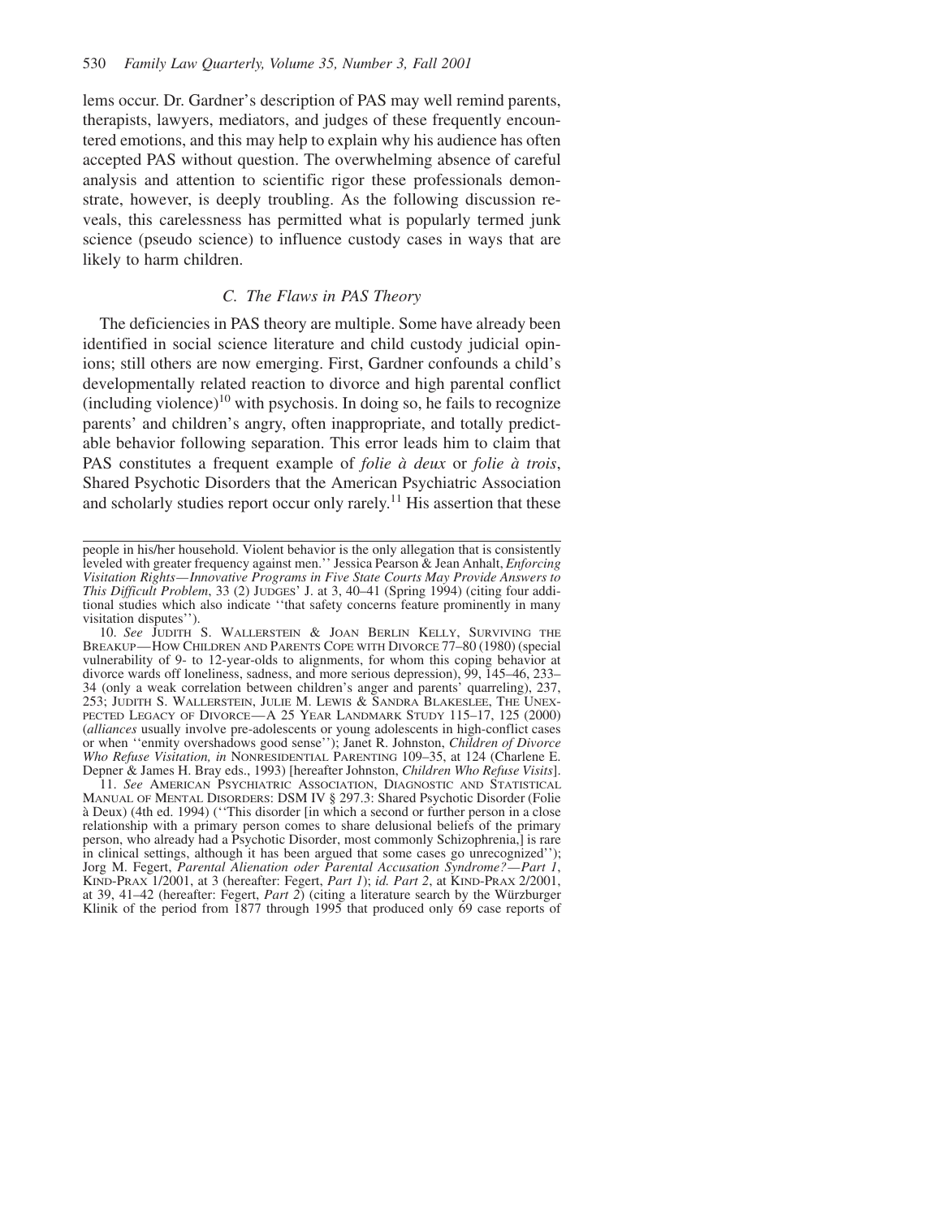lems occur. Dr. Gardner's description of PAS may well remind parents, therapists, lawyers, mediators, and judges of these frequently encountered emotions, and this may help to explain why his audience has often accepted PAS without question. The overwhelming absence of careful analysis and attention to scientific rigor these professionals demonstrate, however, is deeply troubling. As the following discussion reveals, this carelessness has permitted what is popularly termed junk science (pseudo science) to influence custody cases in ways that are likely to harm children.

### *C. The Flaws in PAS Theory*

The deficiencies in PAS theory are multiple. Some have already been identified in social science literature and child custody judicial opinions; still others are now emerging. First, Gardner confounds a child's developmentally related reaction to divorce and high parental conflict (including violence)[10] with psychosis. In doing so, he fails to recognize parents' and children's angry, often inappropriate, and totally predictable behavior following separation. This error leads him to claim that PAS constitutes a frequent example of *folie à deux* or *folie à trois*, Shared Psychotic Disorders that the American Psychiatric Association and scholarly studies report occur only rarely.[11] His assertion that these

---

people in his/her household. Violent behavior is the only allegation that is consistently leveled with greater frequency against men.'' Jessica Pearson & Jean Anhalt, *Enforcing Visitation Rights—Innovative Programs in Five State Courts May Provide Answers to This Difficult Problem*, 33 (2) JUDGES' J. at 3, 40–41 (Spring 1994) (citing four additional studies which also indicate ''that safety concerns feature prominently in many visitation disputes'').

10. *See* JUDITH S. WALLERSTEIN & JOAN BERLIN KELLY, SURVIVING THE BREAKUP—HOW CHILDREN AND PARENTS COPE WITH DIVORCE 77–80 (1980) (special vulnerability of 9- to 12-year-olds to alignments, for whom this coping behavior at divorce wards off loneliness, sadness, and more serious depression), 99, 145–46, 233–34 (only a weak correlation between children's anger and parents' quarreling), 237, 253; JUDITH S. WALLERSTEIN, JULIE M. LEWIS & SANDRA BLAKESLEE, THE UNEXPECTED LEGACY OF DIVORCE—A 25 YEAR LANDMARK STUDY 115–17, 125 (2000) (*alliances* usually involve pre-adolescents or young adolescents in high-conflict cases or when ''enmity overshadows good sense''); Janet R. Johnston, *Children of Divorce Who Refuse Visitation, in* NONRESIDENTIAL PARENTING 109–35, at 124 (Charlene E. Depner & James H. Bray eds., 1993) [hereafter Johnston, *Children Who Refuse Visits*].

11. *See* AMERICAN PSYCHIATRIC ASSOCIATION, DIAGNOSTIC AND STATISTICAL MANUAL OF MENTAL DISORDERS: DSM IV § 297.3: Shared Psychotic Disorder (Folie à Deux) (4th ed. 1994) (''This disorder [in which a second or further person in a close relationship with a primary person comes to share delusional beliefs of the primary person, who already had a Psychotic Disorder, most commonly Schizophrenia,] is rare in clinical settings, although it has been argued that some cases go unrecognized''); Jorg M. Fegert, *Parental Alienation oder Parental Accusation Syndrome?—Part 1*, KIND-PRAX 1/2001, at 3 (hereafter: Fegert, *Part 1*); *id. Part 2*, at KIND-PRAX 2/2001, at 39, 41–42 (hereafter: Fegert, *Part 2*) (citing a literature search by the Würzburger Klinik of the period from 1877 through 1995 that produced only 69 case reports of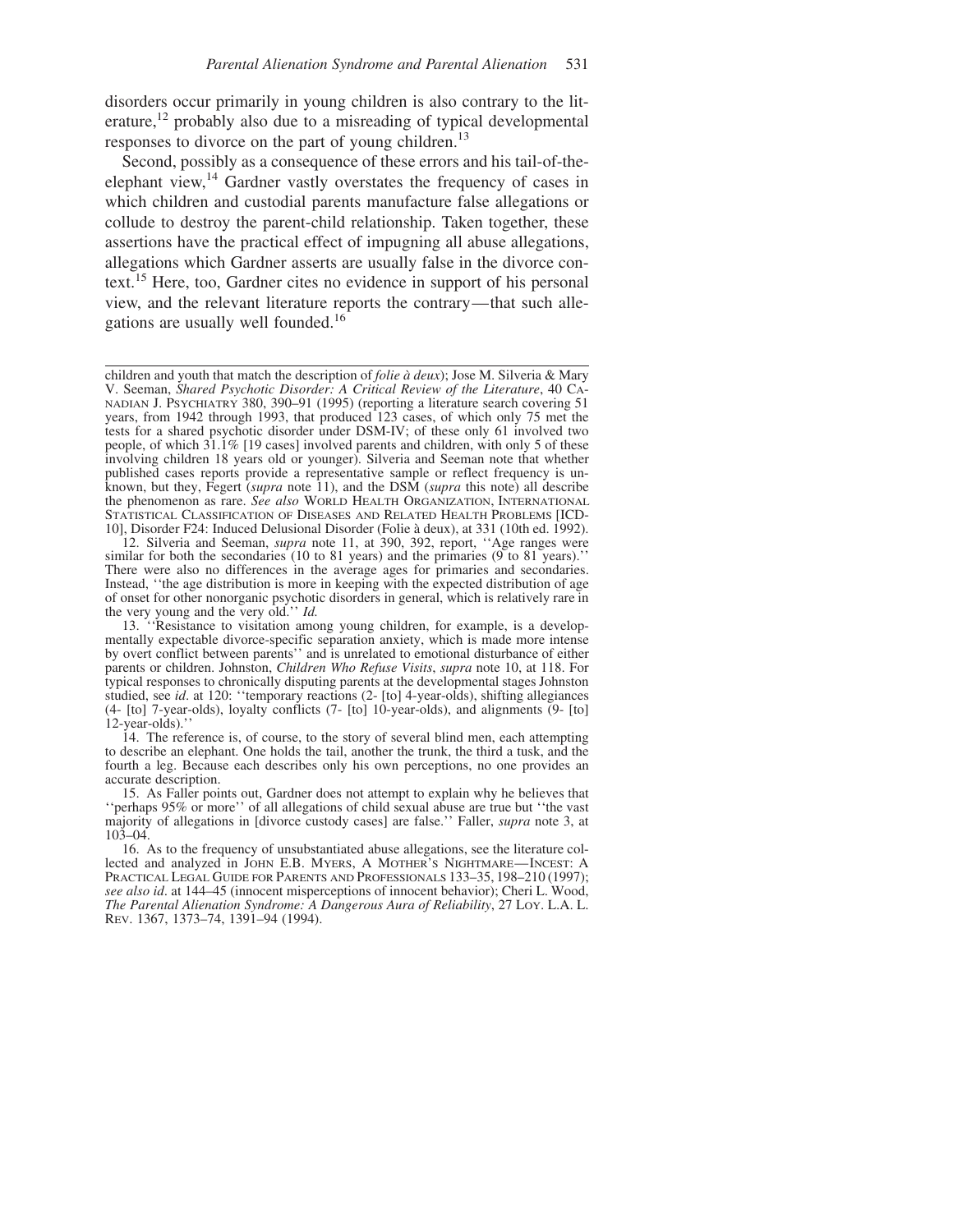disorders occur primarily in young children is also contrary to the literature,[12] probably also due to a misreading of typical developmental responses to divorce on the part of young children.[13]

Second, possibly as a consequence of these errors and his tail-of-the-elephant view,[14] Gardner vastly overstates the frequency of cases in which children and custodial parents manufacture false allegations or collude to destroy the parent-child relationship. Taken together, these assertions have the practical effect of impugning all abuse allegations, allegations which Gardner asserts are usually false in the divorce context.[15] Here, too, Gardner cites no evidence in support of his personal view, and the relevant literature reports the contrary—that such allegations are usually well founded.[16]

---

children and youth that match the description of *folie à deux*); Jose M. Silveria & Mary V. Seeman, *Shared Psychotic Disorder: A Critical Review of the Literature*, 40 CANADIAN J. PSYCHIATRY 380, 390–91 (1995) (reporting a literature search covering 51 years, from 1942 through 1993, that produced 123 cases, of which only 75 met the tests for a shared psychotic disorder under DSM-IV; of these only 61 involved two people, of which 31.1% [19 cases] involved parents and children, with only 5 of these involving children 18 years old or younger). Silveria and Seeman note that whether published cases reports provide a representative sample or reflect frequency is unknown, but they, Fegert (*supra* note 11), and the DSM (*supra* this note) all describe the phenomenon as rare. *See also* WORLD HEALTH ORGANIZATION, INTERNATIONAL STATISTICAL CLASSIFICATION OF DISEASES AND RELATED HEALTH PROBLEMS [ICD-10], Disorder F24: Induced Delusional Disorder (Folie à deux), at 331 (10th ed. 1992).

12. Silveria and Seeman, *supra* note 11, at 390, 392, report, ''Age ranges were similar for both the secondaries (10 to 81 years) and the primaries (9 to 81 years).'' There were also no differences in the average ages for primaries and secondaries. Instead, ''the age distribution is more in keeping with the expected distribution of age of onset for other nonorganic psychotic disorders in general, which is relatively rare in the very young and the very old.'' *Id.*

13. ''Resistance to visitation among young children, for example, is a developmentally expectable divorce-specific separation anxiety, which is made more intense by overt conflict between parents'' and is unrelated to emotional disturbance of either parents or children. Johnston, *Children Who Refuse Visits*, *supra* note 10, at 118. For typical responses to chronically disputing parents at the developmental stages Johnston studied, see *id*. at 120: ''temporary reactions (2- [to] 4-year-olds), shifting allegiances (4- [to] 7-year-olds), loyalty conflicts (7- [to] 10-year-olds), and alignments (9- [to] 12-year-olds).''

14. The reference is, of course, to the story of several blind men, each attempting to describe an elephant. One holds the tail, another the trunk, the third a tusk, and the fourth a leg. Because each describes only his own perceptions, no one provides an accurate description.

15. As Faller points out, Gardner does not attempt to explain why he believes that ''perhaps 95% or more'' of all allegations of child sexual abuse are true but ''the vast majority of allegations in [divorce custody cases] are false.'' Faller, *supra* note 3, at 103–04.

16. As to the frequency of unsubstantiated abuse allegations, see the literature collected and analyzed in JOHN E.B. MYERS, A MOTHER'S NIGHTMARE—INCEST: A PRACTICAL LEGAL GUIDE FOR PARENTS AND PROFESSIONALS 133–35, 198–210 (1997); *see also id*. at 144–45 (innocent misperceptions of innocent behavior); Cheri L. Wood, *The Parental Alienation Syndrome: A Dangerous Aura of Reliability*, 27 LOY. L.A. L. REV. 1367, 1373–74, 1391–94 (1994).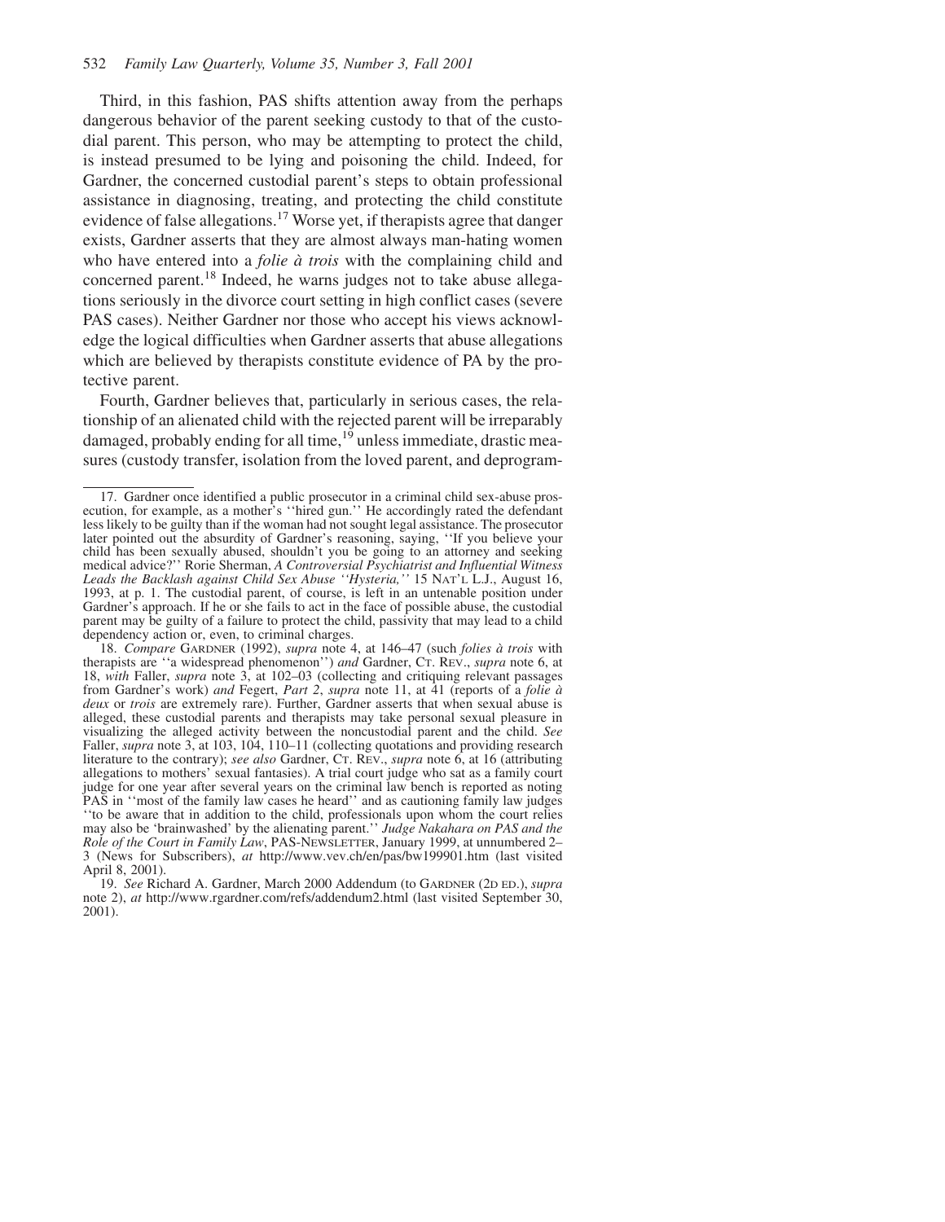Third, in this fashion, PAS shifts attention away from the perhaps dangerous behavior of the parent seeking custody to that of the custodial parent. This person, who may be attempting to protect the child, is instead presumed to be lying and poisoning the child. Indeed, for Gardner, the concerned custodial parent's steps to obtain professional assistance in diagnosing, treating, and protecting the child constitute evidence of false allegations.[17] Worse yet, if therapists agree that danger exists, Gardner asserts that they are almost always man-hating women who have entered into a *folie à trois* with the complaining child and concerned parent.[18] Indeed, he warns judges not to take abuse allegations seriously in the divorce court setting in high conflict cases (severe PAS cases). Neither Gardner nor those who accept his views acknowledge the logical difficulties when Gardner asserts that abuse allegations which are believed by therapists constitute evidence of PA by the protective parent.

Fourth, Gardner believes that, particularly in serious cases, the relationship of an alienated child with the rejected parent will be irreparably damaged, probably ending for all time,[19] unless immediate, drastic measures (custody transfer, isolation from the loved parent, and deprogram-

---

17. Gardner once identified a public prosecutor in a criminal child sex-abuse prosecution, for example, as a mother's ''hired gun.'' He accordingly rated the defendant less likely to be guilty than if the woman had not sought legal assistance. The prosecutor later pointed out the absurdity of Gardner's reasoning, saying, ''If you believe your child has been sexually abused, shouldn't you be going to an attorney and seeking medical advice?'' Rorie Sherman, *A Controversial Psychiatrist and Influential Witness Leads the Backlash against Child Sex Abuse ''Hysteria,''* 15 NAT'L L.J., August 16, 1993, at p. 1. The custodial parent, of course, is left in an untenable position under Gardner's approach. If he or she fails to act in the face of possible abuse, the custodial parent may be guilty of a failure to protect the child, passivity that may lead to a child dependency action or, even, to criminal charges.

18. *Compare* GARDNER (1992), *supra* note 4, at 146–47 (such *folies à trois* with therapists are ''a widespread phenomenon'') *and* Gardner, CT. REV., *supra* note 6, at 18, *with* Faller, *supra* note 3, at 102–03 (collecting and critiquing relevant passages from Gardner's work) *and* Fegert, *Part 2*, *supra* note 11, at 41 (reports of a *folie à deux* or *trois* are extremely rare). Further, Gardner asserts that when sexual abuse is alleged, these custodial parents and therapists may take personal sexual pleasure in visualizing the alleged activity between the noncustodial parent and the child. *See* Faller, *supra* note 3, at 103, 104, 110–11 (collecting quotations and providing research literature to the contrary); *see also* Gardner, CT. REV., *supra* note 6, at 16 (attributing allegations to mothers' sexual fantasies). A trial court judge who sat as a family court judge for one year after several years on the criminal law bench is reported as noting PAS in ''most of the family law cases he heard'' and as cautioning family law judges ''to be aware that in addition to the child, professionals upon whom the court relies may also be 'brainwashed' by the alienating parent.'' *Judge Nakahara on PAS and the Role of the Court in Family Law*, PAS-NEWSLETTER, January 1999, at unnumbered 2–3 (News for Subscribers), *at* http://www.vev.ch/en/pas/bw199901.htm (last visited April 8, 2001).

19. *See* Richard A. Gardner, March 2000 Addendum (to GARDNER (2D ED.), *supra* note 2), *at* http://www.rgardner.com/refs/addendum2.html (last visited September 30, 2001).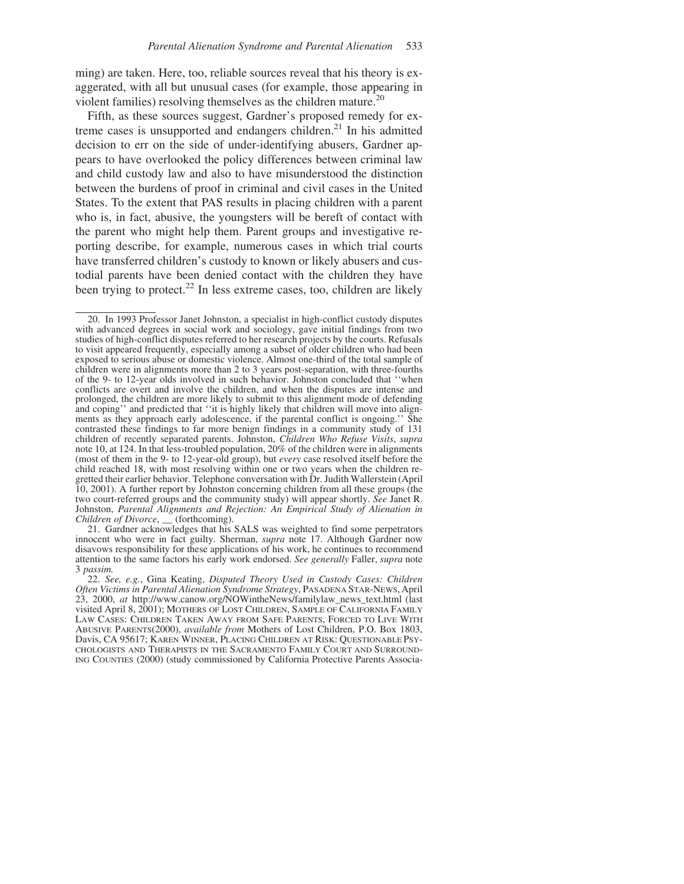ming) are taken. Here, too, reliable sources reveal that his theory is exaggerated, with all but unusual cases (for example, those appearing in violent families) resolving themselves as the children mature.[20]

Fifth, as these sources suggest, Gardner's proposed remedy for extreme cases is unsupported and endangers children.[21] In his admitted decision to err on the side of under-identifying abusers, Gardner appears to have overlooked the policy differences between criminal law and child custody law and also to have misunderstood the distinction between the burdens of proof in criminal and civil cases in the United States. To the extent that PAS results in placing children with a parent who is, in fact, abusive, the youngsters will be bereft of contact with the parent who might help them. Parent groups and investigative reporting describe, for example, numerous cases in which trial courts have transferred children's custody to known or likely abusers and custodial parents have been denied contact with the children they have been trying to protect.[22] In less extreme cases, too, children are likely

---

20. In 1993 Professor Janet Johnston, a specialist in high-conflict custody disputes with advanced degrees in social work and sociology, gave initial findings from two studies of high-conflict disputes referred to her research projects by the courts. Refusals to visit appeared frequently, especially among a subset of older children who had been exposed to serious abuse or domestic violence. Almost one-third of the total sample of children were in alignments more than 2 to 3 years post-separation, with three-fourths of the 9- to 12-year olds involved in such behavior. Johnston concluded that ''when conflicts are overt and involve the children, and when the disputes are intense and prolonged, the children are more likely to submit to this alignment mode of defending and coping'' and predicted that ''it is highly likely that children will move into alignments as they approach early adolescence, if the parental conflict is ongoing.'' She contrasted these findings to far more benign findings in a community study of 131 children of recently separated parents. Johnston, *Children Who Refuse Visits*, *supra* note 10, at 124. In that less-troubled population, 20% of the children were in alignments (most of them in the 9- to 12-year-old group), but *every* case resolved itself before the child reached 18, with most resolving within one or two years when the children regretted their earlier behavior. Telephone conversation with Dr. Judith Wallerstein (April 10, 2001). A further report by Johnston concerning children from all these groups (the two court-referred groups and the community study) will appear shortly. *See* Janet R. Johnston, *Parental Alignments and Rejection: An Empirical Study of Alienation in Children of Divorce*, __ (forthcoming).

21. Gardner acknowledges that his SALS was weighted to find some perpetrators innocent who were in fact guilty. Sherman, *supra* note 17. Although Gardner now disavows responsibility for these applications of his work, he continues to recommend attention to the same factors his early work endorsed. *See generally* Faller, *supra* note 3 *passim.*

22. *See, e.g.*, Gina Keating, *Disputed Theory Used in Custody Cases: Children Often Victims in Parental Alienation Syndrome Strategy*, PASADENA STAR-NEWS, April 23, 2000, *at* http://www.canow.org/NOWintheNews/familylaw_news_text.html (last visited April 8, 2001); MOTHERS OF LOST CHILDREN, SAMPLE OF CALIFORNIA FAMILY LAW CASES: CHILDREN TAKEN AWAY FROM SAFE PARENTS, FORCED TO LIVE WITH ABUSIVE PARENTS(2000), *available from* Mothers of Lost Children, P.O. Box 1803, Davis, CA 95617; KAREN WINNER, PLACING CHILDREN AT RISK: QUESTIONABLE PSYCHOLOGISTS AND THERAPISTS IN THE SACRAMENTO FAMILY COURT AND SURROUNDING COUNTIES (2000) (study commissioned by California Protective Parents Associa-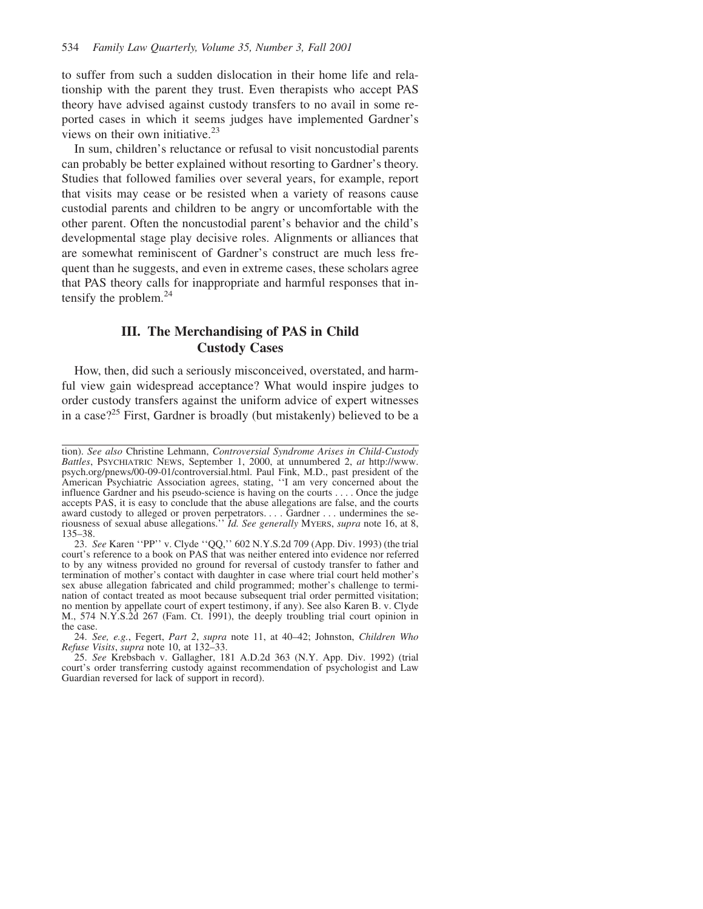to suffer from such a sudden dislocation in their home life and relationship with the parent they trust. Even therapists who accept PAS theory have advised against custody transfers to no avail in some reported cases in which it seems judges have implemented Gardner's views on their own initiative.[23]

In sum, children's reluctance or refusal to visit noncustodial parents can probably be better explained without resorting to Gardner's theory. Studies that followed families over several years, for example, report that visits may cease or be resisted when a variety of reasons cause custodial parents and children to be angry or uncomfortable with the other parent. Often the noncustodial parent's behavior and the child's developmental stage play decisive roles. Alignments or alliances that are somewhat reminiscent of Gardner's construct are much less frequent than he suggests, and even in extreme cases, these scholars agree that PAS theory calls for inappropriate and harmful responses that intensify the problem.[24]

## III. The Merchandising of PAS in Child Custody Cases

How, then, did such a seriously misconceived, overstated, and harmful view gain widespread acceptance? What would inspire judges to order custody transfers against the uniform advice of expert witnesses in a case?[25] First, Gardner is broadly (but mistakenly) believed to be a

---

tion). *See also* Christine Lehmann, *Controversial Syndrome Arises in Child-Custody Battles*, PSYCHIATRIC NEWS, September 1, 2000, at unnumbered 2, *at* http://www.psych.org/pnews/00-09-01/controversial.html. Paul Fink, M.D., past president of the American Psychiatric Association agrees, stating, "I am very concerned about the influence Gardner and his pseudo-science is having on the courts . . . . Once the judge accepts PAS, it is easy to conclude that the abuse allegations are false, and the courts award custody to alleged or proven perpetrators. . . . Gardner . . . undermines the seriousness of sexual abuse allegations." *Id. See generally* MYERS, *supra* note 16, at 8, 135–38.

23. *See* Karen "PP" v. Clyde "QQ," 602 N.Y.S.2d 709 (App. Div. 1993) (the trial court's reference to a book on PAS that was neither entered into evidence nor referred to by any witness provided no ground for reversal of custody transfer to father and termination of mother's contact with daughter in case where trial court held mother's sex abuse allegation fabricated and child programmed; mother's challenge to termination of contact treated as moot because subsequent trial order permitted visitation; no mention by appellate court of expert testimony, if any). See also Karen B. v. Clyde M., 574 N.Y.S.2d 267 (Fam. Ct. 1991), the deeply troubling trial court opinion in the case.

24. *See, e.g.*, Fegert, *Part 2*, *supra* note 11, at 40–42; Johnston, *Children Who Refuse Visits*, *supra* note 10, at 132–33.

25. *See* Krebsbach v. Gallagher, 181 A.D.2d 363 (N.Y. App. Div. 1992) (trial court's order transferring custody against recommendation of psychologist and Law Guardian reversed for lack of support in record).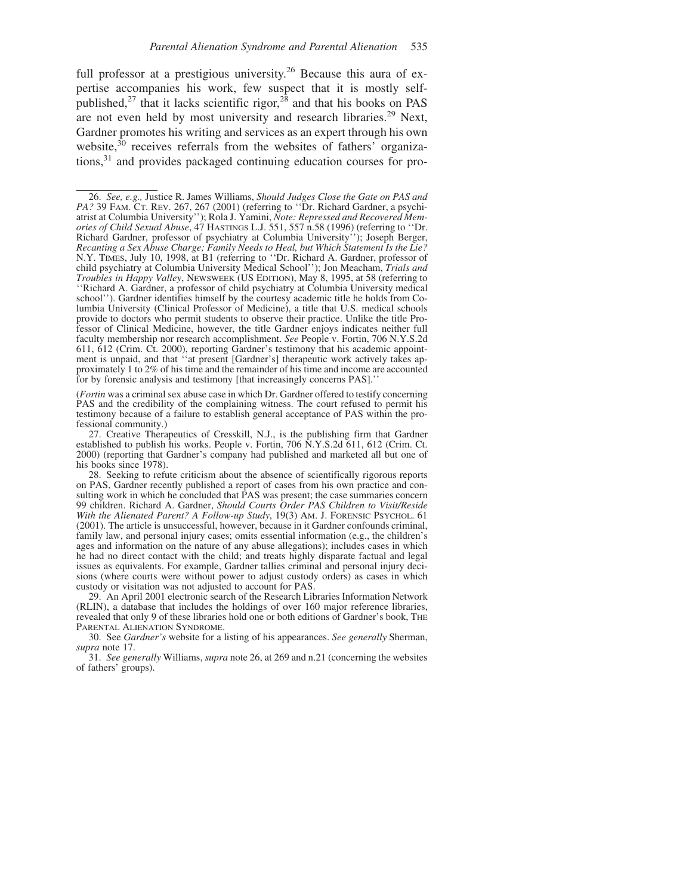full professor at a prestigious university.[26] Because this aura of expertise accompanies his work, few suspect that it is mostly self-published,[27] that it lacks scientific rigor,[28] and that his books on PAS are not even held by most university and research libraries.[29] Next, Gardner promotes his writing and services as an expert through his own website,[30] receives referrals from the websites of fathers' organizations,[31] and provides packaged continuing education courses for pro-

---

26. *See, e.g.,* Justice R. James Williams, *Should Judges Close the Gate on PAS and PA?* 39 FAM. CT. REV. 267, 267 (2001) (referring to ''Dr. Richard Gardner, a psychiatrist at Columbia University''); Rola J. Yamini, *Note: Repressed and Recovered Memories of Child Sexual Abuse*, 47 HASTINGS L.J. 551, 557 n.58 (1996) (referring to ''Dr. Richard Gardner, professor of psychiatry at Columbia University''); Joseph Berger, *Recanting a Sex Abuse Charge; Family Needs to Heal, but Which Statement Is the Lie?* N.Y. TIMES, July 10, 1998, at B1 (referring to ''Dr. Richard A. Gardner, professor of child psychiatry at Columbia University Medical School''); Jon Meacham, *Trials and Troubles in Happy Valley*, NEWSWEEK (US EDITION), May 8, 1995, at 58 (referring to ''Richard A. Gardner, a professor of child psychiatry at Columbia University medical school''). Gardner identifies himself by the courtesy academic title he holds from Columbia University (Clinical Professor of Medicine), a title that U.S. medical schools provide to doctors who permit students to observe their practice. Unlike the title Professor of Clinical Medicine, however, the title Gardner enjoys indicates neither full faculty membership nor research accomplishment. *See* People v. Fortin, 706 N.Y.S.2d 611, 612 (Crim. Ct. 2000), reporting Gardner's testimony that his academic appointment is unpaid, and that ''at present [Gardner's] therapeutic work actively takes approximately 1 to 2% of his time and the remainder of his time and income are accounted for by forensic analysis and testimony [that increasingly concerns PAS].''

(*Fortin* was a criminal sex abuse case in which Dr. Gardner offered to testify concerning PAS and the credibility of the complaining witness. The court refused to permit his testimony because of a failure to establish general acceptance of PAS within the professional community.)

27. Creative Therapeutics of Cresskill, N.J., is the publishing firm that Gardner established to publish his works. People v. Fortin, 706 N.Y.S.2d 611, 612 (Crim. Ct. 2000) (reporting that Gardner's company had published and marketed all but one of his books since 1978).

28. Seeking to refute criticism about the absence of scientifically rigorous reports on PAS, Gardner recently published a report of cases from his own practice and consulting work in which he concluded that PAS was present; the case summaries concern 99 children. Richard A. Gardner, *Should Courts Order PAS Children to Visit/Reside With the Alienated Parent? A Follow-up Study*, 19(3) AM. J. FORENSIC PSYCHOL. 61 (2001). The article is unsuccessful, however, because in it Gardner confounds criminal, family law, and personal injury cases; omits essential information (e.g., the children's ages and information on the nature of any abuse allegations); includes cases in which he had no direct contact with the child; and treats highly disparate factual and legal issues as equivalents. For example, Gardner tallies criminal and personal injury decisions (where courts were without power to adjust custody orders) as cases in which custody or visitation was not adjusted to account for PAS.

29. An April 2001 electronic search of the Research Libraries Information Network (RLIN), a database that includes the holdings of over 160 major reference libraries, revealed that only 9 of these libraries hold one or both editions of Gardner's book, THE PARENTAL ALIENATION SYNDROME.

30. See *Gardner's* website for a listing of his appearances. *See generally* Sherman, *supra* note 17.

31. *See generally* Williams, *supra* note 26, at 269 and n.21 (concerning the websites of fathers' groups).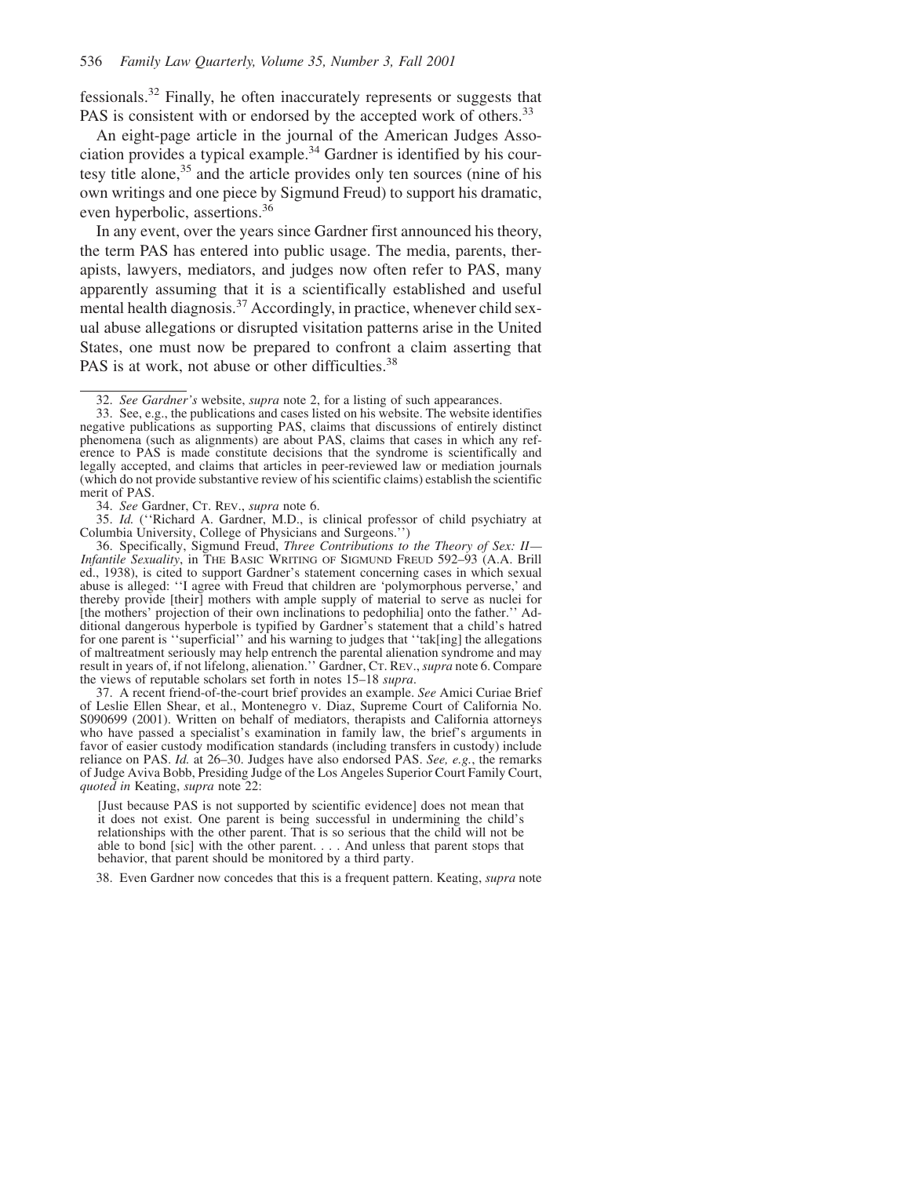fessionals.[32] Finally, he often inaccurately represents or suggests that PAS is consistent with or endorsed by the accepted work of others.[33]

An eight-page article in the journal of the American Judges Association provides a typical example.[34] Gardner is identified by his courtesy title alone,[35] and the article provides only ten sources (nine of his own writings and one piece by Sigmund Freud) to support his dramatic, even hyperbolic, assertions.[36]

In any event, over the years since Gardner first announced his theory, the term PAS has entered into public usage. The media, parents, therapists, lawyers, mediators, and judges now often refer to PAS, many apparently assuming that it is a scientifically established and useful mental health diagnosis.[37] Accordingly, in practice, whenever child sexual abuse allegations or disrupted visitation patterns arise in the United States, one must now be prepared to confront a claim asserting that PAS is at work, not abuse or other difficulties.[38]

---

32. *See Gardner's* website, *supra* note 2, for a listing of such appearances.

33. See, e.g., the publications and cases listed on his website. The website identifies negative publications as supporting PAS, claims that discussions of entirely distinct phenomena (such as alignments) are about PAS, claims that cases in which any reference to PAS is made constitute decisions that the syndrome is scientifically and legally accepted, and claims that articles in peer-reviewed law or mediation journals (which do not provide substantive review of his scientific claims) establish the scientific merit of PAS.

34. *See* Gardner, CT. REV., *supra* note 6.

35. *Id.* (''Richard A. Gardner, M.D., is clinical professor of child psychiatry at Columbia University, College of Physicians and Surgeons.'')

36. Specifically, Sigmund Freud, *Three Contributions to the Theory of Sex: II—Infantile Sexuality*, in THE BASIC WRITING OF SIGMUND FREUD 592–93 (A.A. Brill ed., 1938), is cited to support Gardner's statement concerning cases in which sexual abuse is alleged: ''I agree with Freud that children are 'polymorphous perverse,' and thereby provide [their] mothers with ample supply of material to serve as nuclei for [the mothers' projection of their own inclinations to pedophilia] onto the father.'' Additional dangerous hyperbole is typified by Gardner's statement that a child's hatred for one parent is ''superficial'' and his warning to judges that ''tak[ing] the allegations of maltreatment seriously may help entrench the parental alienation syndrome and may result in years of, if not lifelong, alienation.'' Gardner, CT. REV., *supra* note 6. Compare the views of reputable scholars set forth in notes 15–18 *supra*.

37. A recent friend-of-the-court brief provides an example. *See* Amici Curiae Brief of Leslie Ellen Shear, et al., Montenegro v. Diaz, Supreme Court of California No. S090699 (2001). Written on behalf of mediators, therapists and California attorneys who have passed a specialist's examination in family law, the brief's arguments in favor of easier custody modification standards (including transfers in custody) include reliance on PAS. *Id.* at 26–30. Judges have also endorsed PAS. *See, e.g.*, the remarks of Judge Aviva Bobb, Presiding Judge of the Los Angeles Superior Court Family Court, *quoted in* Keating, *supra* note 22:

> [Just because PAS is not supported by scientific evidence] does not mean that it does not exist. One parent is being successful in undermining the child's relationships with the other parent. That is so serious that the child will not be able to bond [sic] with the other parent. . . . And unless that parent stops that behavior, that parent should be monitored by a third party.

38. Even Gardner now concedes that this is a frequent pattern. Keating, *supra* note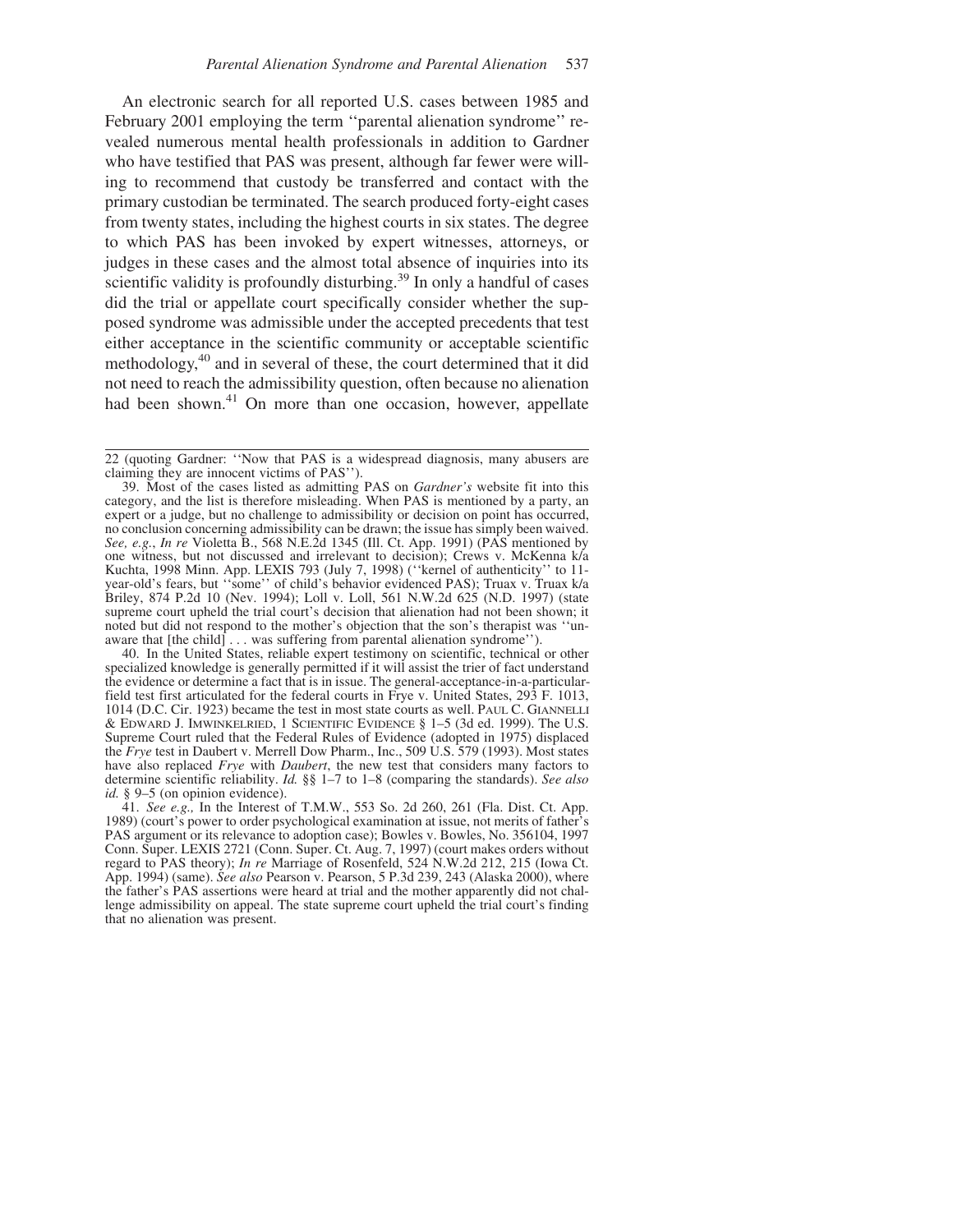An electronic search for all reported U.S. cases between 1985 and February 2001 employing the term ''parental alienation syndrome'' revealed numerous mental health professionals in addition to Gardner who have testified that PAS was present, although far fewer were willing to recommend that custody be transferred and contact with the primary custodian be terminated. The search produced forty-eight cases from twenty states, including the highest courts in six states. The degree to which PAS has been invoked by expert witnesses, attorneys, or judges in these cases and the almost total absence of inquiries into its scientific validity is profoundly disturbing.[39] In only a handful of cases did the trial or appellate court specifically consider whether the supposed syndrome was admissible under the accepted precedents that test either acceptance in the scientific community or acceptable scientific methodology,[40] and in several of these, the court determined that it did not need to reach the admissibility question, often because no alienation had been shown.[41] On more than one occasion, however, appellate

---

22 (quoting Gardner: ''Now that PAS is a widespread diagnosis, many abusers are claiming they are innocent victims of PAS'').

39. Most of the cases listed as admitting PAS on *Gardner's* website fit into this category, and the list is therefore misleading. When PAS is mentioned by a party, an expert or a judge, but no challenge to admissibility or decision on point has occurred, no conclusion concerning admissibility can be drawn; the issue has simply been waived. *See, e.g.*, *In re* Violetta B., 568 N.E.2d 1345 (Ill. Ct. App. 1991) (PAS mentioned by one witness, but not discussed and irrelevant to decision); Crews v. McKenna k/a Kuchta, 1998 Minn. App. LEXIS 793 (July 7, 1998) (''kernel of authenticity'' to 11-year-old's fears, but ''some'' of child's behavior evidenced PAS); Truax v. Truax k/a Briley, 874 P.2d 10 (Nev. 1994); Loll v. Loll, 561 N.W.2d 625 (N.D. 1997) (state supreme court upheld the trial court's decision that alienation had not been shown; it noted but did not respond to the mother's objection that the son's therapist was ''unaware that [the child] . . . was suffering from parental alienation syndrome'').

40. In the United States, reliable expert testimony on scientific, technical or other specialized knowledge is generally permitted if it will assist the trier of fact understand the evidence or determine a fact that is in issue. The general-acceptance-in-a-particular-field test first articulated for the federal courts in Frye v. United States, 293 F. 1013, 1014 (D.C. Cir. 1923) became the test in most state courts as well. PAUL C. GIANNELLI & EDWARD J. IMWINKELRIED, 1 SCIENTIFIC EVIDENCE § 1–5 (3d ed. 1999). The U.S. Supreme Court ruled that the Federal Rules of Evidence (adopted in 1975) displaced the *Frye* test in Daubert v. Merrell Dow Pharm., Inc., 509 U.S. 579 (1993). Most states have also replaced *Frye* with *Daubert*, the new test that considers many factors to determine scientific reliability. *Id.* §§ 1–7 to 1–8 (comparing the standards). *See also id.* § 9–5 (on opinion evidence).

41. *See e.g.,* In the Interest of T.M.W., 553 So. 2d 260, 261 (Fla. Dist. Ct. App. 1989) (court's power to order psychological examination at issue, not merits of father's PAS argument or its relevance to adoption case); Bowles v. Bowles, No. 356104, 1997 Conn. Super. LEXIS 2721 (Conn. Super. Ct. Aug. 7, 1997) (court makes orders without regard to PAS theory); *In re* Marriage of Rosenfeld, 524 N.W.2d 212, 215 (Iowa Ct. App. 1994) (same). *See also* Pearson v. Pearson, 5 P.3d 239, 243 (Alaska 2000), where the father's PAS assertions were heard at trial and the mother apparently did not challenge admissibility on appeal. The state supreme court upheld the trial court's finding that no alienation was present.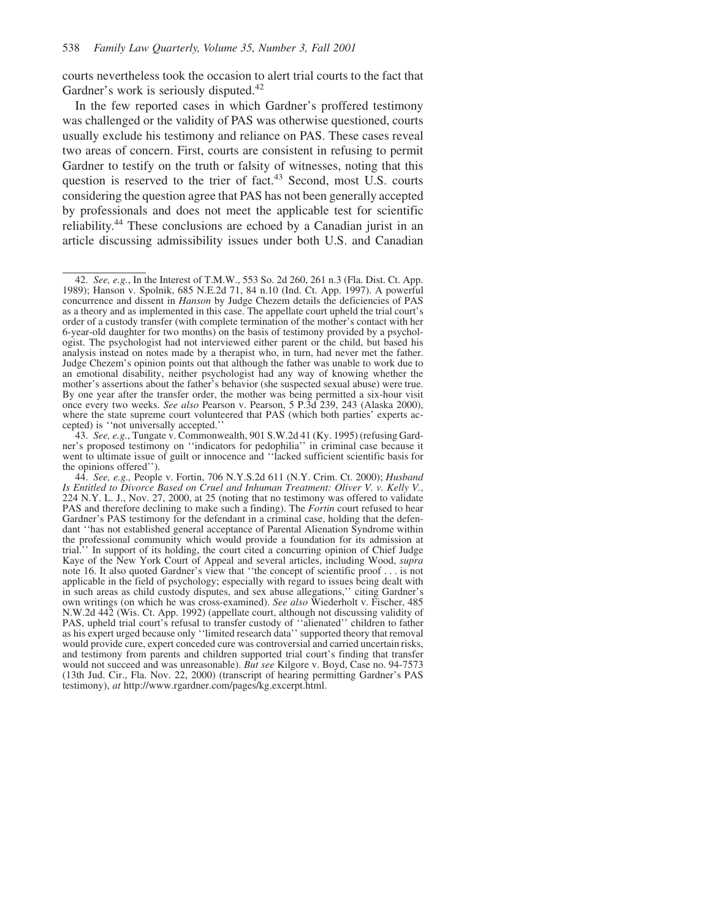courts nevertheless took the occasion to alert trial courts to the fact that Gardner's work is seriously disputed.[42]

In the few reported cases in which Gardner's proffered testimony was challenged or the validity of PAS was otherwise questioned, courts usually exclude his testimony and reliance on PAS. These cases reveal two areas of concern. First, courts are consistent in refusing to permit Gardner to testify on the truth or falsity of witnesses, noting that this question is reserved to the trier of fact.[43] Second, most U.S. courts considering the question agree that PAS has not been generally accepted by professionals and does not meet the applicable test for scientific reliability.[44] These conclusions are echoed by a Canadian jurist in an article discussing admissibility issues under both U.S. and Canadian

---

42. *See, e.g.*, In the Interest of T.M.W., 553 So. 2d 260, 261 n.3 (Fla. Dist. Ct. App. 1989); Hanson v. Spolnik, 685 N.E.2d 71, 84 n.10 (Ind. Ct. App. 1997). A powerful concurrence and dissent in *Hanson* by Judge Chezem details the deficiencies of PAS as a theory and as implemented in this case. The appellate court upheld the trial court's order of a custody transfer (with complete termination of the mother's contact with her 6-year-old daughter for two months) on the basis of testimony provided by a psychologist. The psychologist had not interviewed either parent or the child, but based his analysis instead on notes made by a therapist who, in turn, had never met the father. Judge Chezem's opinion points out that although the father was unable to work due to an emotional disability, neither psychologist had any way of knowing whether the mother's assertions about the father's behavior (she suspected sexual abuse) were true. By one year after the transfer order, the mother was being permitted a six-hour visit once every two weeks. *See also* Pearson v. Pearson, 5 P.3d 239, 243 (Alaska 2000), where the state supreme court volunteered that PAS (which both parties' experts accepted) is ''not universally accepted.''

43. *See, e.g.*, Tungate v. Commonwealth, 901 S.W.2d 41 (Ky. 1995) (refusing Gardner's proposed testimony on ''indicators for pedophilia'' in criminal case because it went to ultimate issue of guilt or innocence and ''lacked sufficient scientific basis for the opinions offered'').

44. *See, e.g.,* People v. Fortin, 706 N.Y.S.2d 611 (N.Y. Crim. Ct. 2000); *Husband Is Entitled to Divorce Based on Cruel and Inhuman Treatment: Oliver V. v. Kelly V.*, 224 N.Y. L. J., Nov. 27, 2000, at 25 (noting that no testimony was offered to validate PAS and therefore declining to make such a finding). The *Fortin* court refused to hear Gardner's PAS testimony for the defendant in a criminal case, holding that the defendant ''has not established general acceptance of Parental Alienation Syndrome within the professional community which would provide a foundation for its admission at trial.'' In support of its holding, the court cited a concurring opinion of Chief Judge Kaye of the New York Court of Appeal and several articles, including Wood, *supra* note 16. It also quoted Gardner's view that ''the concept of scientific proof . . . is not applicable in the field of psychology; especially with regard to issues being dealt with in such areas as child custody disputes, and sex abuse allegations,'' citing Gardner's own writings (on which he was cross-examined). *See also* Wiederholt v. Fischer, 485 N.W.2d 442 (Wis. Ct. App. 1992) (appellate court, although not discussing validity of PAS, upheld trial court's refusal to transfer custody of ''alienated'' children to father as his expert urged because only ''limited research data'' supported theory that removal would provide cure, expert conceded cure was controversial and carried uncertain risks, and testimony from parents and children supported trial court's finding that transfer would not succeed and was unreasonable). *But see* Kilgore v. Boyd, Case no. 94-7573 (13th Jud. Cir., Fla. Nov. 22, 2000) (transcript of hearing permitting Gardner's PAS testimony), *at* http://www.rgardner.com/pages/kg.excerpt.html.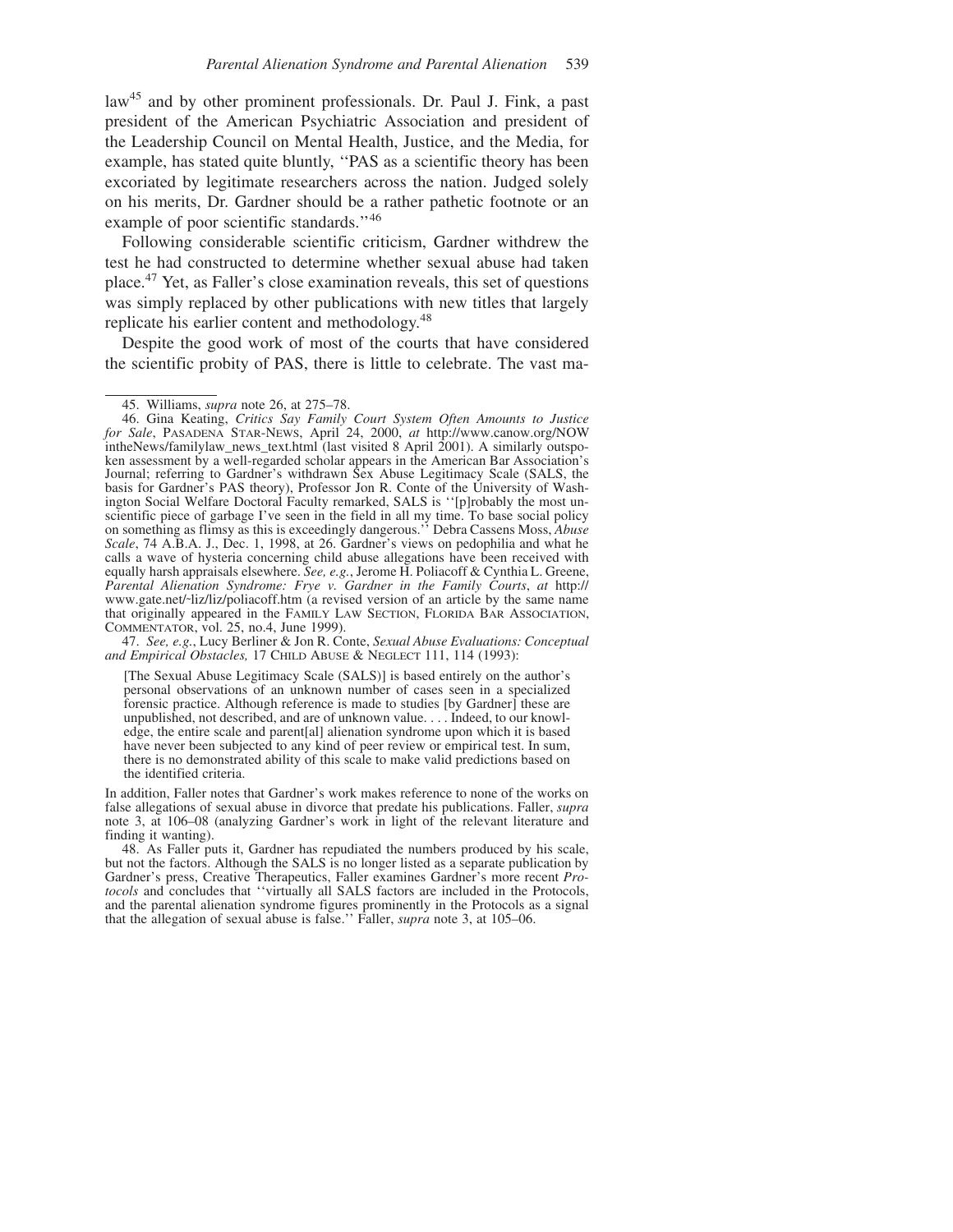law[45] and by other prominent professionals. Dr. Paul J. Fink, a past president of the American Psychiatric Association and president of the Leadership Council on Mental Health, Justice, and the Media, for example, has stated quite bluntly, ''PAS as a scientific theory has been excoriated by legitimate researchers across the nation. Judged solely on his merits, Dr. Gardner should be a rather pathetic footnote or an example of poor scientific standards.''[46]

Following considerable scientific criticism, Gardner withdrew the test he had constructed to determine whether sexual abuse had taken place.[47] Yet, as Faller's close examination reveals, this set of questions was simply replaced by other publications with new titles that largely replicate his earlier content and methodology.[48]

Despite the good work of most of the courts that have considered the scientific probity of PAS, there is little to celebrate. The vast ma-

---

45. Williams, *supra* note 26, at 275–78.

46. Gina Keating, *Critics Say Family Court System Often Amounts to Justice for Sale*, PASADENA STAR-NEWS, April 24, 2000, *at* http://www.canow.org/NOW intheNews/familylaw_news_text.html (last visited 8 April 2001). A similarly outspoken assessment by a well-regarded scholar appears in the American Bar Association's Journal; referring to Gardner's withdrawn Sex Abuse Legitimacy Scale (SALS, the basis for Gardner's PAS theory), Professor Jon R. Conte of the University of Washington Social Welfare Doctoral Faculty remarked, SALS is ''[p]robably the most unscientific piece of garbage I've seen in the field in all my time. To base social policy on something as flimsy as this is exceedingly dangerous.'' Debra Cassens Moss, *Abuse Scale*, 74 A.B.A. J., Dec. 1, 1998, at 26. Gardner's views on pedophilia and what he calls a wave of hysteria concerning child abuse allegations have been received with equally harsh appraisals elsewhere. *See, e.g.*, Jerome H. Poliacoff & Cynthia L. Greene, *Parental Alienation Syndrome: Frye v. Gardner in the Family Courts*, *at* http://www.gate.net/~liz/liz/poliacoff.htm (a revised version of an article by the same name that originally appeared in the FAMILY LAW SECTION, FLORIDA BAR ASSOCIATION, COMMENTATOR, vol. 25, no.4, June 1999).

47. *See, e.g.*, Lucy Berliner & Jon R. Conte, *Sexual Abuse Evaluations: Conceptual and Empirical Obstacles,* 17 CHILD ABUSE & NEGLECT 111, 114 (1993):

> [The Sexual Abuse Legitimacy Scale (SALS)] is based entirely on the author's personal observations of an unknown number of cases seen in a specialized forensic practice. Although reference is made to studies [by Gardner] these are unpublished, not described, and are of unknown value. . . . Indeed, to our knowledge, the entire scale and parent[al] alienation syndrome upon which it is based have never been subjected to any kind of peer review or empirical test. In sum, there is no demonstrated ability of this scale to make valid predictions based on the identified criteria.

In addition, Faller notes that Gardner's work makes reference to none of the works on false allegations of sexual abuse in divorce that predate his publications. Faller, *supra* note 3, at 106–08 (analyzing Gardner's work in light of the relevant literature and finding it wanting).

48. As Faller puts it, Gardner has repudiated the numbers produced by his scale, but not the factors. Although the SALS is no longer listed as a separate publication by Gardner's press, Creative Therapeutics, Faller examines Gardner's more recent *Protocols* and concludes that ''virtually all SALS factors are included in the Protocols, and the parental alienation syndrome figures prominently in the Protocols as a signal that the allegation of sexual abuse is false.'' Faller, *supra* note 3, at 105–06.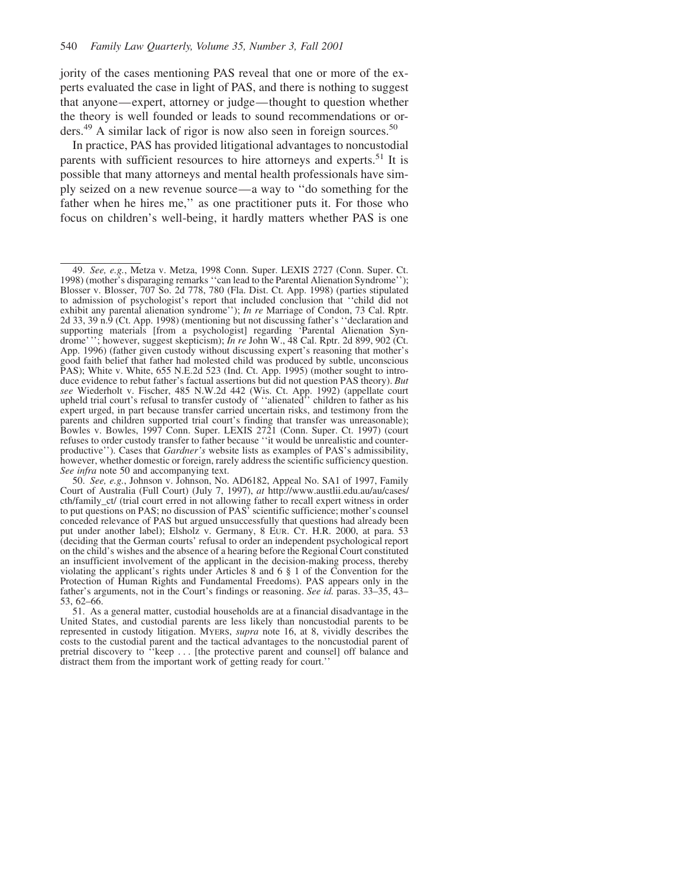jority of the cases mentioning PAS reveal that one or more of the experts evaluated the case in light of PAS, and there is nothing to suggest that anyone—expert, attorney or judge—thought to question whether the theory is well founded or leads to sound recommendations or orders.[49] A similar lack of rigor is now also seen in foreign sources.[50]

In practice, PAS has provided litigational advantages to noncustodial parents with sufficient resources to hire attorneys and experts.[51] It is possible that many attorneys and mental health professionals have simply seized on a new revenue source—a way to "do something for the father when he hires me," as one practitioner puts it. For those who focus on children's well-being, it hardly matters whether PAS is one

---

49. *See, e.g.*, Metza v. Metza, 1998 Conn. Super. LEXIS 2727 (Conn. Super. Ct. 1998) (mother's disparaging remarks "can lead to the Parental Alienation Syndrome"); Blosser v. Blosser, 707 So. 2d 778, 780 (Fla. Dist. Ct. App. 1998) (parties stipulated to admission of psychologist's report that included conclusion that "child did not exhibit any parental alienation syndrome"); *In re* Marriage of Condon, 73 Cal. Rptr. 2d 33, 39 n.9 (Ct. App. 1998) (mentioning but not discussing father's "declaration and supporting materials [from a psychologist] regarding 'Parental Alienation Syndrome' "; however, suggest skepticism); *In re* John W., 48 Cal. Rptr. 2d 899, 902 (Ct. App. 1996) (father given custody without discussing expert's reasoning that mother's good faith belief that father had molested child was produced by subtle, unconscious PAS); White v. White, 655 N.E.2d 523 (Ind. Ct. App. 1995) (mother sought to introduce evidence to rebut father's factual assertions but did not question PAS theory). *But see* Wiederholt v. Fischer, 485 N.W.2d 442 (Wis. Ct. App. 1992) (appellate court upheld trial court's refusal to transfer custody of "alienated" children to father as his expert urged, in part because transfer carried uncertain risks, and testimony from the parents and children supported trial court's finding that transfer was unreasonable); Bowles v. Bowles, 1997 Conn. Super. LEXIS 2721 (Conn. Super. Ct. 1997) (court refuses to order custody transfer to father because "it would be unrealistic and counterproductive"). Cases that *Gardner's* website lists as examples of PAS's admissibility, however, whether domestic or foreign, rarely address the scientific sufficiency question. *See infra* note 50 and accompanying text.

50. *See, e.g.*, Johnson v. Johnson, No. AD6182, Appeal No. SA1 of 1997, Family Court of Australia (Full Court) (July 7, 1997), *at* http://www.austlii.edu.au/au/cases/cth/family_ct/ (trial court erred in not allowing father to recall expert witness in order to put questions on PAS; no discussion of PAS' scientific sufficience; mother's counsel conceded relevance of PAS but argued unsuccessfully that questions had already been put under another label); Elsholz v. Germany, 8 EUR. CT. H.R. 2000, at para. 53 (deciding that the German courts' refusal to order an independent psychological report on the child's wishes and the absence of a hearing before the Regional Court constituted an insufficient involvement of the applicant in the decision-making process, thereby violating the applicant's rights under Articles 8 and 6 § 1 of the Convention for the Protection of Human Rights and Fundamental Freedoms). PAS appears only in the father's arguments, not in the Court's findings or reasoning. *See id.* paras. 33–35, 43–53, 62–66.

51. As a general matter, custodial households are at a financial disadvantage in the United States, and custodial parents are less likely than noncustodial parents to be represented in custody litigation. MYERS, *supra* note 16, at 8, vividly describes the costs to the custodial parent and the tactical advantages to the noncustodial parent of pretrial discovery to "keep . . . [the protective parent and counsel] off balance and distract them from the important work of getting ready for court."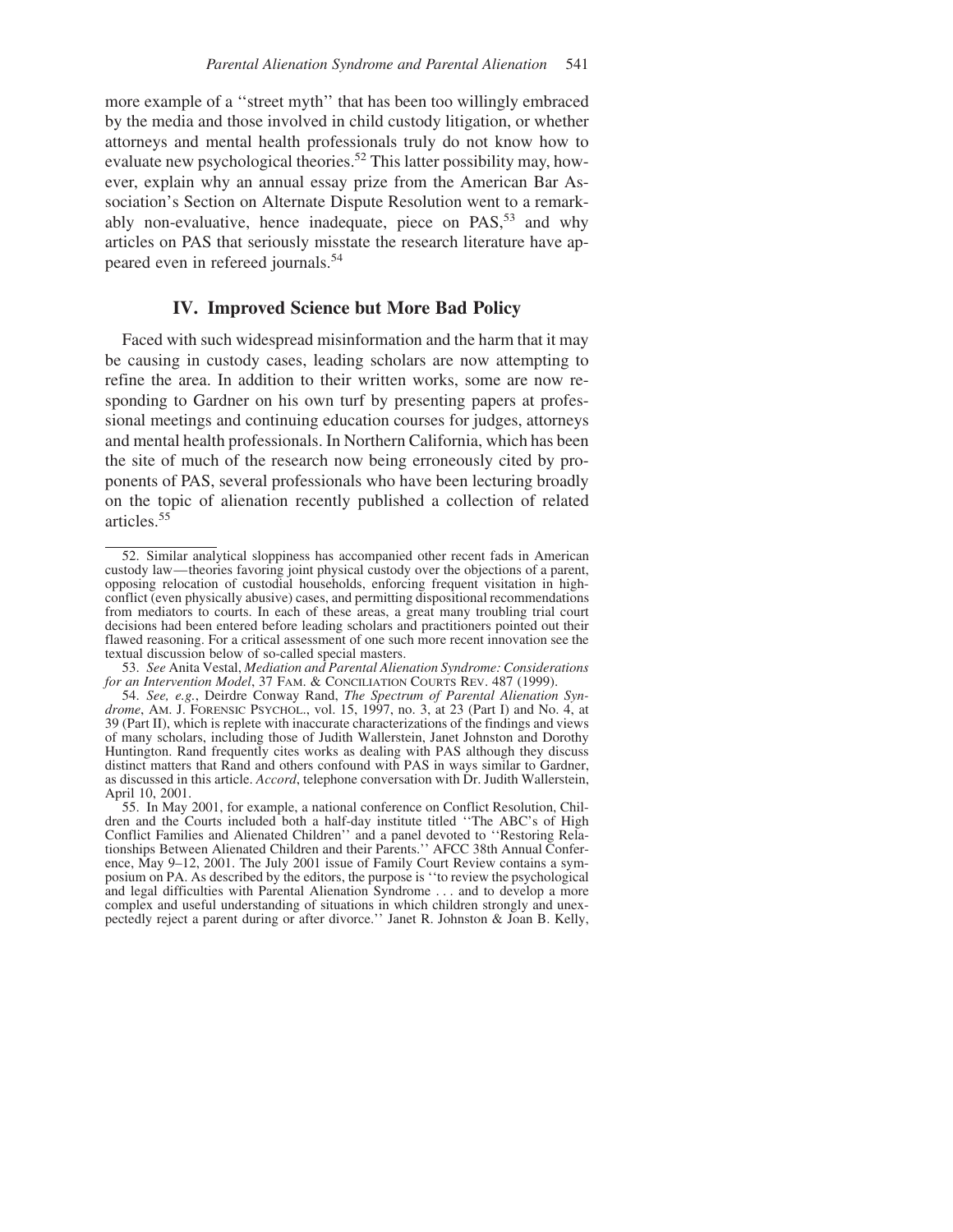more example of a ''street myth'' that has been too willingly embraced by the media and those involved in child custody litigation, or whether attorneys and mental health professionals truly do not know how to evaluate new psychological theories.[52] This latter possibility may, however, explain why an annual essay prize from the American Bar Association's Section on Alternate Dispute Resolution went to a remarkably non-evaluative, hence inadequate, piece on PAS,[53] and why articles on PAS that seriously misstate the research literature have appeared even in refereed journals.[54]

## IV. Improved Science but More Bad Policy

Faced with such widespread misinformation and the harm that it may be causing in custody cases, leading scholars are now attempting to refine the area. In addition to their written works, some are now responding to Gardner on his own turf by presenting papers at professional meetings and continuing education courses for judges, attorneys and mental health professionals. In Northern California, which has been the site of much of the research now being erroneously cited by proponents of PAS, several professionals who have been lecturing broadly on the topic of alienation recently published a collection of related articles.[55]

---

52. Similar analytical sloppiness has accompanied other recent fads in American custody law—theories favoring joint physical custody over the objections of a parent, opposing relocation of custodial households, enforcing frequent visitation in high-conflict (even physically abusive) cases, and permitting dispositional recommendations from mediators to courts. In each of these areas, a great many troubling trial court decisions had been entered before leading scholars and practitioners pointed out their flawed reasoning. For a critical assessment of one such more recent innovation see the textual discussion below of so-called special masters.

53. *See* Anita Vestal, *Mediation and Parental Alienation Syndrome: Considerations for an Intervention Model*, 37 FAM. & CONCILIATION COURTS REV. 487 (1999).

54. *See, e.g.*, Deirdre Conway Rand, *The Spectrum of Parental Alienation Syndrome*, AM. J. FORENSIC PSYCHOL., vol. 15, 1997, no. 3, at 23 (Part I) and No. 4, at 39 (Part II), which is replete with inaccurate characterizations of the findings and views of many scholars, including those of Judith Wallerstein, Janet Johnston and Dorothy Huntington. Rand frequently cites works as dealing with PAS although they discuss distinct matters that Rand and others confound with PAS in ways similar to Gardner, as discussed in this article. *Accord*, telephone conversation with Dr. Judith Wallerstein, April 10, 2001.

55. In May 2001, for example, a national conference on Conflict Resolution, Children and the Courts included both a half-day institute titled ''The ABC's of High Conflict Families and Alienated Children'' and a panel devoted to ''Restoring Relationships Between Alienated Children and their Parents.'' AFCC 38th Annual Conference, May 9–12, 2001. The July 2001 issue of Family Court Review contains a symposium on PA. As described by the editors, the purpose is ''to review the psychological and legal difficulties with Parental Alienation Syndrome . . . and to develop a more complex and useful understanding of situations in which children strongly and unexpectedly reject a parent during or after divorce.'' Janet R. Johnston & Joan B. Kelly,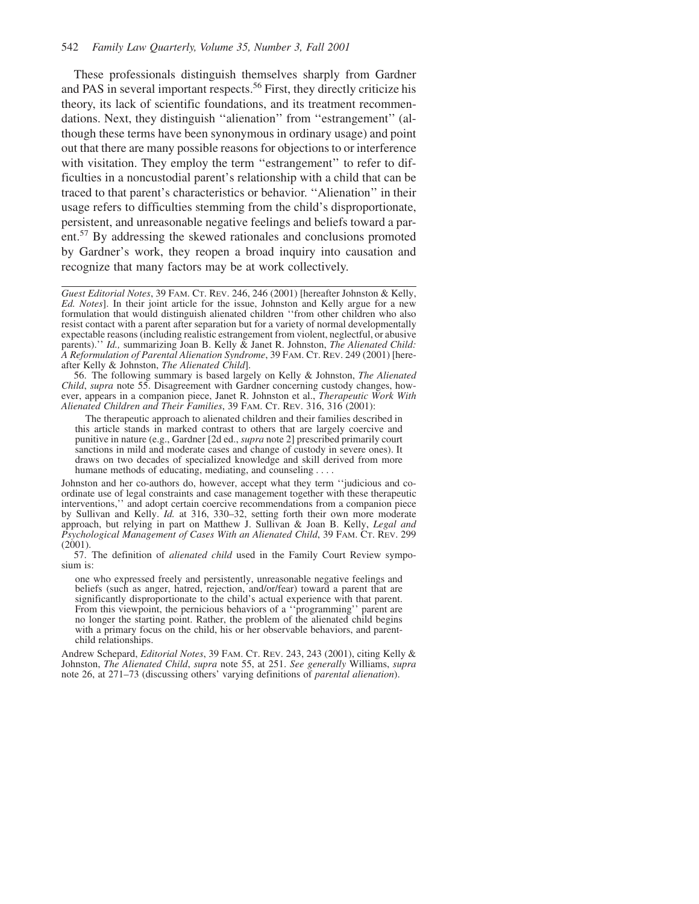These professionals distinguish themselves sharply from Gardner and PAS in several important respects.[56] First, they directly criticize his theory, its lack of scientific foundations, and its treatment recommendations. Next, they distinguish ''alienation'' from ''estrangement'' (although these terms have been synonymous in ordinary usage) and point out that there are many possible reasons for objections to or interference with visitation. They employ the term ''estrangement'' to refer to difficulties in a noncustodial parent's relationship with a child that can be traced to that parent's characteristics or behavior. ''Alienation'' in their usage refers to difficulties stemming from the child's disproportionate, persistent, and unreasonable negative feelings and beliefs toward a parent.[57] By addressing the skewed rationales and conclusions promoted by Gardner's work, they reopen a broad inquiry into causation and recognize that many factors may be at work collectively.

---

*Guest Editorial Notes*, 39 FAM. CT. REV. 246, 246 (2001) [hereafter Johnston & Kelly, *Ed. Notes*]. In their joint article for the issue, Johnston and Kelly argue for a new formulation that would distinguish alienated children ''from other children who also resist contact with a parent after separation but for a variety of normal developmentally expectable reasons (including realistic estrangement from violent, neglectful, or abusive parents).'' *Id.,* summarizing Joan B. Kelly & Janet R. Johnston, *The Alienated Child: A Reformulation of Parental Alienation Syndrome*, 39 FAM. CT. REV. 249 (2001) [hereafter Kelly & Johnston, *The Alienated Child*].

56. The following summary is based largely on Kelly & Johnston, *The Alienated Child*, *supra* note 55. Disagreement with Gardner concerning custody changes, however, appears in a companion piece, Janet R. Johnston et al., *Therapeutic Work With Alienated Children and Their Families*, 39 FAM. CT. REV. 316, 316 (2001):

> The therapeutic approach to alienated children and their families described in this article stands in marked contrast to others that are largely coercive and punitive in nature (e.g., Gardner [2d ed., *supra* note 2] prescribed primarily court sanctions in mild and moderate cases and change of custody in severe ones). It draws on two decades of specialized knowledge and skill derived from more humane methods of educating, mediating, and counseling . . . .

Johnston and her co-authors do, however, accept what they term ''judicious and coordinate use of legal constraints and case management together with these therapeutic interventions,'' and adopt certain coercive recommendations from a companion piece by Sullivan and Kelly. *Id.* at 316, 330–32, setting forth their own more moderate approach, but relying in part on Matthew J. Sullivan & Joan B. Kelly, *Legal and Psychological Management of Cases With an Alienated Child*, 39 FAM. CT. REV. 299 (2001).

57. The definition of *alienated child* used in the Family Court Review symposium is:

> one who expressed freely and persistently, unreasonable negative feelings and beliefs (such as anger, hatred, rejection, and/or fear) toward a parent that are significantly disproportionate to the child's actual experience with that parent. From this viewpoint, the pernicious behaviors of a ''programming'' parent are no longer the starting point. Rather, the problem of the alienated child begins with a primary focus on the child, his or her observable behaviors, and parent-child relationships.

Andrew Schepard, *Editorial Notes*, 39 FAM. CT. REV. 243, 243 (2001), citing Kelly & Johnston, *The Alienated Child*, *supra* note 55, at 251. *See generally* Williams, *supra* note 26, at 271–73 (discussing others' varying definitions of *parental alienation*).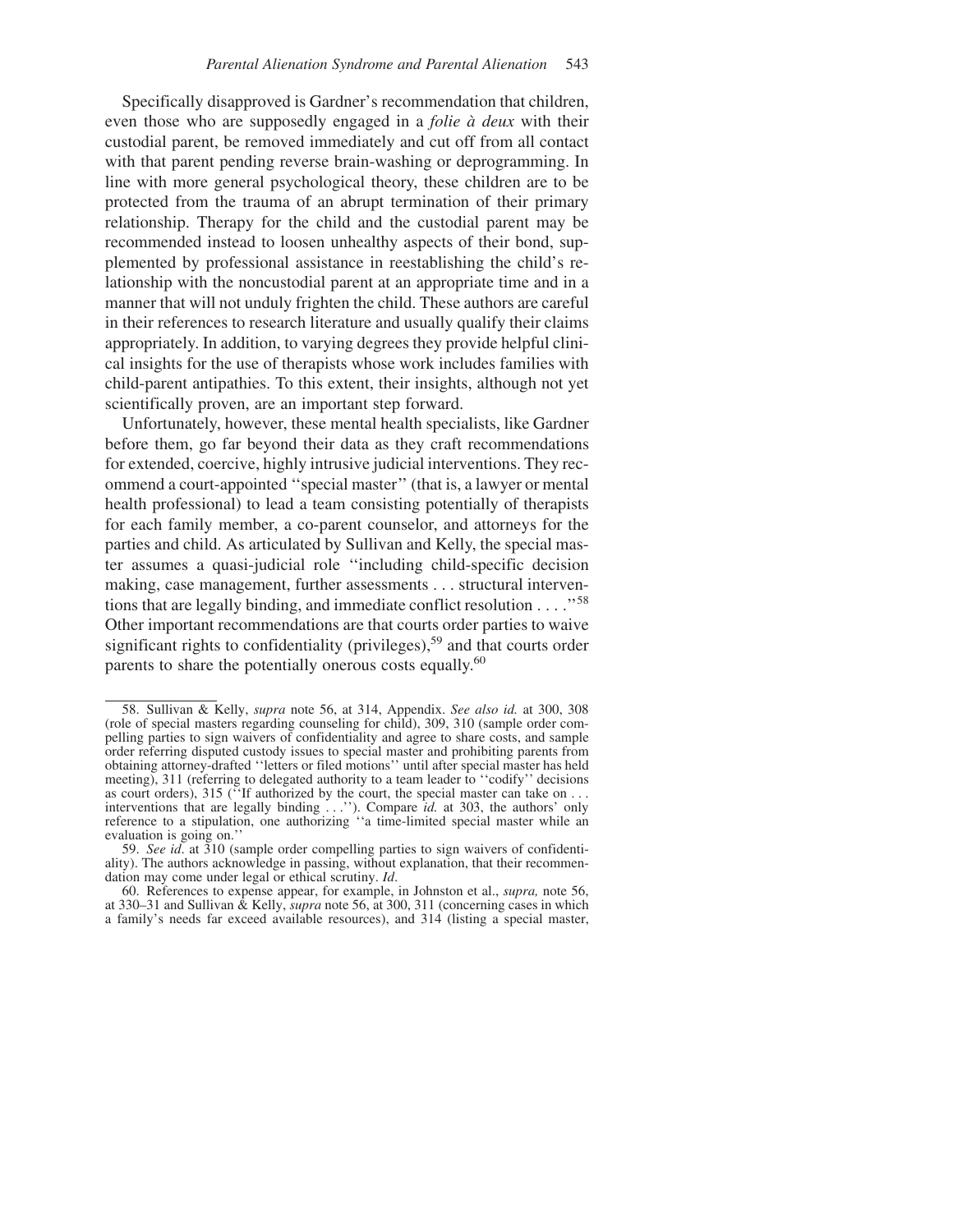Specifically disapproved is Gardner's recommendation that children, even those who are supposedly engaged in a *folie à deux* with their custodial parent, be removed immediately and cut off from all contact with that parent pending reverse brain-washing or deprogramming. In line with more general psychological theory, these children are to be protected from the trauma of an abrupt termination of their primary relationship. Therapy for the child and the custodial parent may be recommended instead to loosen unhealthy aspects of their bond, supplemented by professional assistance in reestablishing the child's relationship with the noncustodial parent at an appropriate time and in a manner that will not unduly frighten the child. These authors are careful in their references to research literature and usually qualify their claims appropriately. In addition, to varying degrees they provide helpful clinical insights for the use of therapists whose work includes families with child-parent antipathies. To this extent, their insights, although not yet scientifically proven, are an important step forward.

Unfortunately, however, these mental health specialists, like Gardner before them, go far beyond their data as they craft recommendations for extended, coercive, highly intrusive judicial interventions. They recommend a court-appointed ''special master'' (that is, a lawyer or mental health professional) to lead a team consisting potentially of therapists for each family member, a co-parent counselor, and attorneys for the parties and child. As articulated by Sullivan and Kelly, the special master assumes a quasi-judicial role ''including child-specific decision making, case management, further assessments . . . structural interventions that are legally binding, and immediate conflict resolution . . . .''[58] Other important recommendations are that courts order parties to waive significant rights to confidentiality (privileges),[59] and that courts order parents to share the potentially onerous costs equally.[60]

---

58. Sullivan & Kelly, *supra* note 56, at 314, Appendix. *See also id.* at 300, 308 (role of special masters regarding counseling for child), 309, 310 (sample order compelling parties to sign waivers of confidentiality and agree to share costs, and sample order referring disputed custody issues to special master and prohibiting parents from obtaining attorney-drafted ''letters or filed motions'' until after special master has held meeting), 311 (referring to delegated authority to a team leader to ''codify'' decisions as court orders), 315 (''If authorized by the court, the special master can take on . . . interventions that are legally binding . . .''). Compare *id.* at 303, the authors' only reference to a stipulation, one authorizing ''a time-limited special master while an evaluation is going on.''

59. *See id*. at 310 (sample order compelling parties to sign waivers of confidentiality). The authors acknowledge in passing, without explanation, that their recommendation may come under legal or ethical scrutiny. *Id*.

60. References to expense appear, for example, in Johnston et al., *supra,* note 56, at 330–31 and Sullivan & Kelly, *supra* note 56, at 300, 311 (concerning cases in which a family's needs far exceed available resources), and 314 (listing a special master,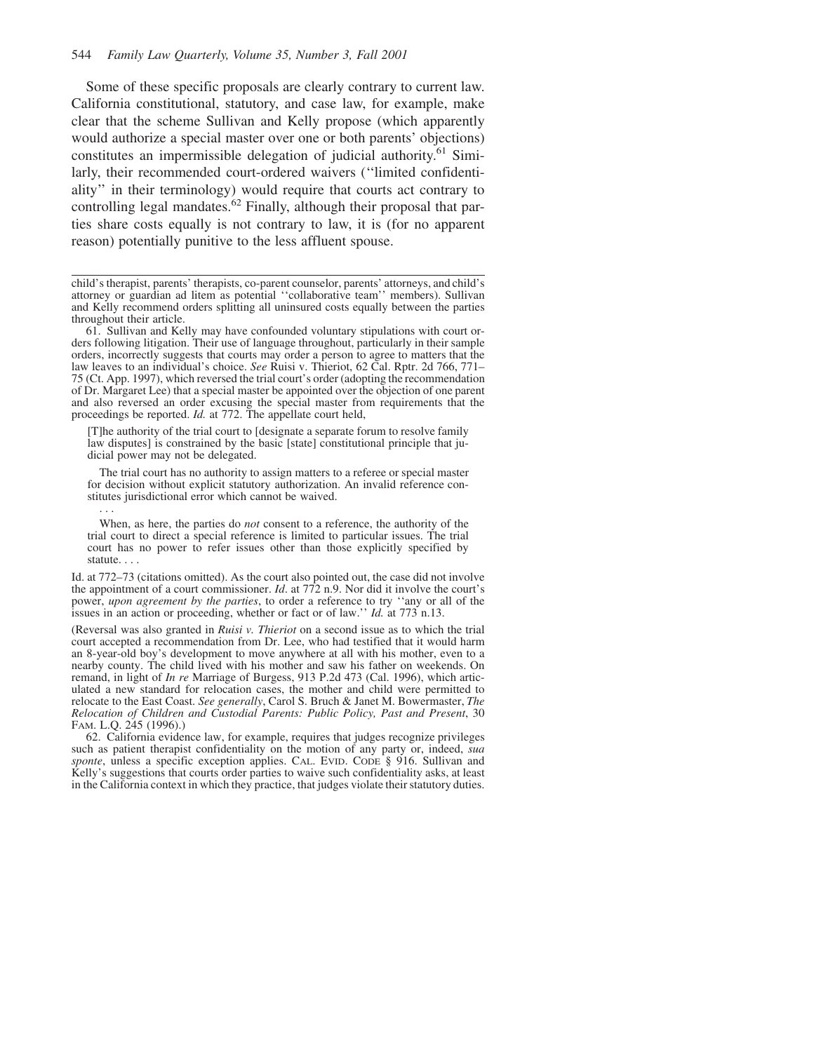Some of these specific proposals are clearly contrary to current law. California constitutional, statutory, and case law, for example, make clear that the scheme Sullivan and Kelly propose (which apparently would authorize a special master over one or both parents' objections) constitutes an impermissible delegation of judicial authority.[61] Similarly, their recommended court-ordered waivers (''limited confidentiality'' in their terminology) would require that courts act contrary to controlling legal mandates.[62] Finally, although their proposal that parties share costs equally is not contrary to law, it is (for no apparent reason) potentially punitive to the less affluent spouse.

---

child's therapist, parents' therapists, co-parent counselor, parents' attorneys, and child's attorney or guardian ad litem as potential ''collaborative team'' members). Sullivan and Kelly recommend orders splitting all uninsured costs equally between the parties throughout their article.

61. Sullivan and Kelly may have confounded voluntary stipulations with court orders following litigation. Their use of language throughout, particularly in their sample orders, incorrectly suggests that courts may order a person to agree to matters that the law leaves to an individual's choice. *See* Ruisi v. Thieriot, 62 Cal. Rptr. 2d 766, 771–75 (Ct. App. 1997), which reversed the trial court's order (adopting the recommendation of Dr. Margaret Lee) that a special master be appointed over the objection of one parent and also reversed an order excusing the special master from requirements that the proceedings be reported. *Id.* at 772. The appellate court held,

> [T]he authority of the trial court to [designate a separate forum to resolve family law disputes] is constrained by the basic [state] constitutional principle that judicial power may not be delegated.
>
> The trial court has no authority to assign matters to a referee or special master for decision without explicit statutory authorization. An invalid reference constitutes jurisdictional error which cannot be waived.
>
> . . .
>
> When, as here, the parties do *not* consent to a reference, the authority of the trial court to direct a special reference is limited to particular issues. The trial court has no power to refer issues other than those explicitly specified by statute. . . .

Id. at 772–73 (citations omitted). As the court also pointed out, the case did not involve the appointment of a court commissioner. *Id*. at 772 n.9. Nor did it involve the court's power, *upon agreement by the parties*, to order a reference to try ''any or all of the issues in an action or proceeding, whether or fact or of law.'' *Id.* at 773 n.13.

(Reversal was also granted in *Ruisi v. Thieriot* on a second issue as to which the trial court accepted a recommendation from Dr. Lee, who had testified that it would harm an 8-year-old boy's development to move anywhere at all with his mother, even to a nearby county. The child lived with his mother and saw his father on weekends. On remand, in light of *In re* Marriage of Burgess, 913 P.2d 473 (Cal. 1996), which articulated a new standard for relocation cases, the mother and child were permitted to relocate to the East Coast. *See generally*, Carol S. Bruch & Janet M. Bowermaster, *The Relocation of Children and Custodial Parents: Public Policy, Past and Present*, 30 FAM. L.Q. 245 (1996).)

62. California evidence law, for example, requires that judges recognize privileges such as patient therapist confidentiality on the motion of any party or, indeed, *sua sponte*, unless a specific exception applies. CAL. EVID. CODE § 916. Sullivan and Kelly's suggestions that courts order parties to waive such confidentiality asks, at least in the California context in which they practice, that judges violate their statutory duties.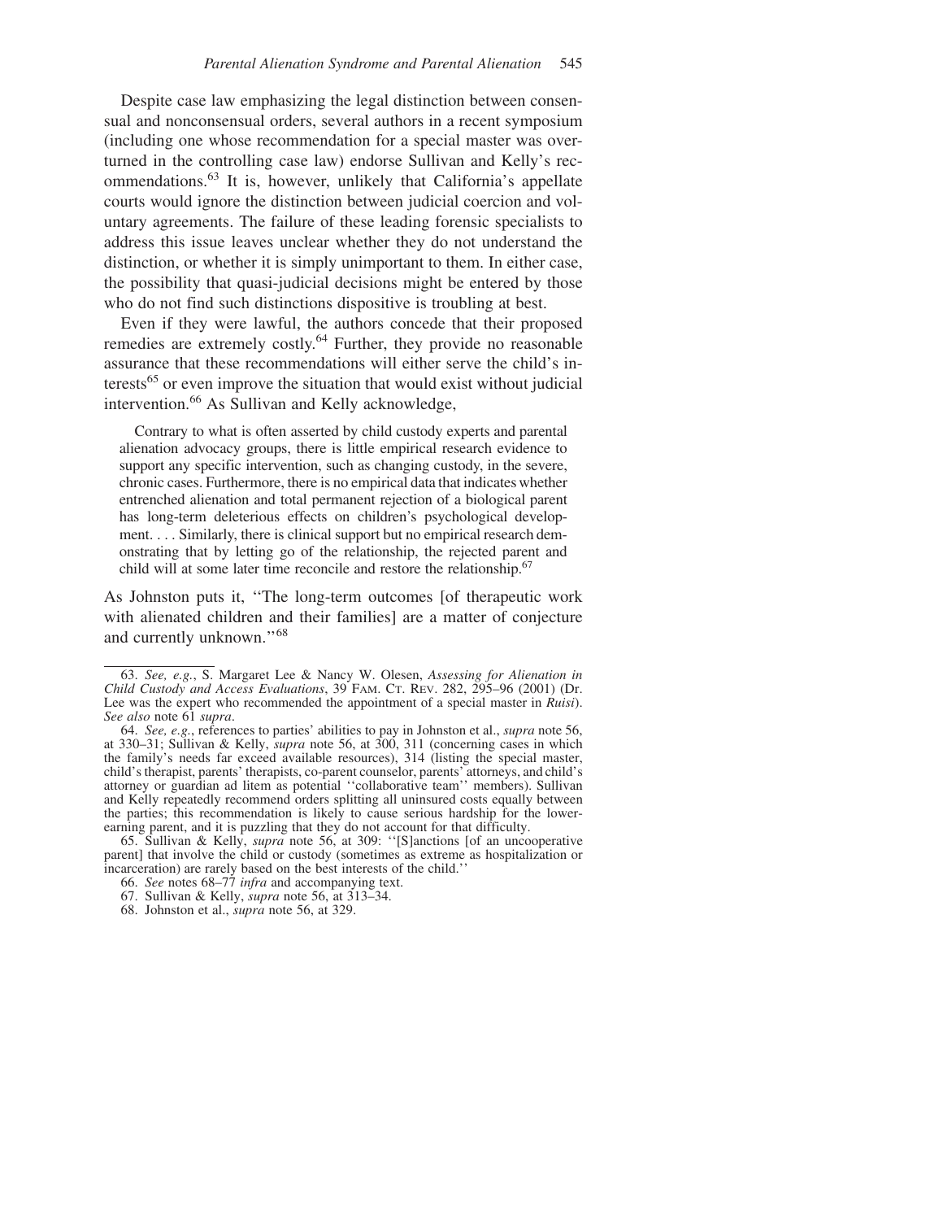Despite case law emphasizing the legal distinction between consensual and nonconsensual orders, several authors in a recent symposium (including one whose recommendation for a special master was overturned in the controlling case law) endorse Sullivan and Kelly's recommendations.[63] It is, however, unlikely that California's appellate courts would ignore the distinction between judicial coercion and voluntary agreements. The failure of these leading forensic specialists to address this issue leaves unclear whether they do not understand the distinction, or whether it is simply unimportant to them. In either case, the possibility that quasi-judicial decisions might be entered by those who do not find such distinctions dispositive is troubling at best.

Even if they were lawful, the authors concede that their proposed remedies are extremely costly.[64] Further, they provide no reasonable assurance that these recommendations will either serve the child's interests[65] or even improve the situation that would exist without judicial intervention.[66] As Sullivan and Kelly acknowledge,

> Contrary to what is often asserted by child custody experts and parental alienation advocacy groups, there is little empirical research evidence to support any specific intervention, such as changing custody, in the severe, chronic cases. Furthermore, there is no empirical data that indicates whether entrenched alienation and total permanent rejection of a biological parent has long-term deleterious effects on children's psychological development. . . . Similarly, there is clinical support but no empirical research demonstrating that by letting go of the relationship, the rejected parent and child will at some later time reconcile and restore the relationship.[67]

As Johnston puts it, "The long-term outcomes [of therapeutic work with alienated children and their families] are a matter of conjecture and currently unknown."[68]

---

63. *See, e.g.*, S. Margaret Lee & Nancy W. Olesen, *Assessing for Alienation in Child Custody and Access Evaluations*, 39 Fam. Ct. Rev. 282, 295–96 (2001) (Dr. Lee was the expert who recommended the appointment of a special master in *Ruisi*). *See also* note 61 *supra*.

64. *See, e.g.*, references to parties' abilities to pay in Johnston et al., *supra* note 56, at 330–31; Sullivan & Kelly, *supra* note 56, at 300, 311 (concerning cases in which the family's needs far exceed available resources), 314 (listing the special master, child's therapist, parents' therapists, co-parent counselor, parents' attorneys, and child's attorney or guardian ad litem as potential "collaborative team" members). Sullivan and Kelly repeatedly recommend orders splitting all uninsured costs equally between the parties; this recommendation is likely to cause serious hardship for the lower-earning parent, and it is puzzling that they do not account for that difficulty.

65. Sullivan & Kelly, *supra* note 56, at 309: "[S]anctions [of an uncooperative parent] that involve the child or custody (sometimes as extreme as hospitalization or incarceration) are rarely based on the best interests of the child."

66. *See* notes 68–77 *infra* and accompanying text.

67. Sullivan & Kelly, *supra* note 56, at 313–34.

68. Johnston et al., *supra* note 56, at 329.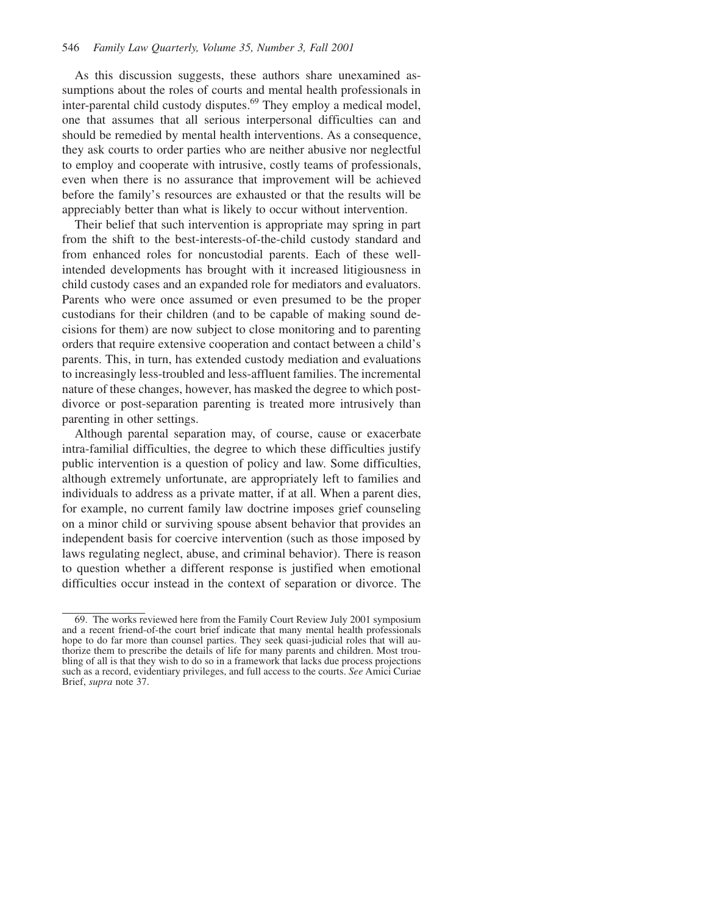As this discussion suggests, these authors share unexamined assumptions about the roles of courts and mental health professionals in inter-parental child custody disputes.[69] They employ a medical model, one that assumes that all serious interpersonal difficulties can and should be remedied by mental health interventions. As a consequence, they ask courts to order parties who are neither abusive nor neglectful to employ and cooperate with intrusive, costly teams of professionals, even when there is no assurance that improvement will be achieved before the family's resources are exhausted or that the results will be appreciably better than what is likely to occur without intervention.

Their belief that such intervention is appropriate may spring in part from the shift to the best-interests-of-the-child custody standard and from enhanced roles for noncustodial parents. Each of these well-intended developments has brought with it increased litigiousness in child custody cases and an expanded role for mediators and evaluators. Parents who were once assumed or even presumed to be the proper custodians for their children (and to be capable of making sound decisions for them) are now subject to close monitoring and to parenting orders that require extensive cooperation and contact between a child's parents. This, in turn, has extended custody mediation and evaluations to increasingly less-troubled and less-affluent families. The incremental nature of these changes, however, has masked the degree to which post-divorce or post-separation parenting is treated more intrusively than parenting in other settings.

Although parental separation may, of course, cause or exacerbate intra-familial difficulties, the degree to which these difficulties justify public intervention is a question of policy and law. Some difficulties, although extremely unfortunate, are appropriately left to families and individuals to address as a private matter, if at all. When a parent dies, for example, no current family law doctrine imposes grief counseling on a minor child or surviving spouse absent behavior that provides an independent basis for coercive intervention (such as those imposed by laws regulating neglect, abuse, and criminal behavior). There is reason to question whether a different response is justified when emotional difficulties occur instead in the context of separation or divorce. The

---

69. The works reviewed here from the Family Court Review July 2001 symposium and a recent friend-of-the court brief indicate that many mental health professionals hope to do far more than counsel parties. They seek quasi-judicial roles that will authorize them to prescribe the details of life for many parents and children. Most troubling of all is that they wish to do so in a framework that lacks due process projections such as a record, evidentiary privileges, and full access to the courts. *See* Amici Curiae Brief, *supra* note 37.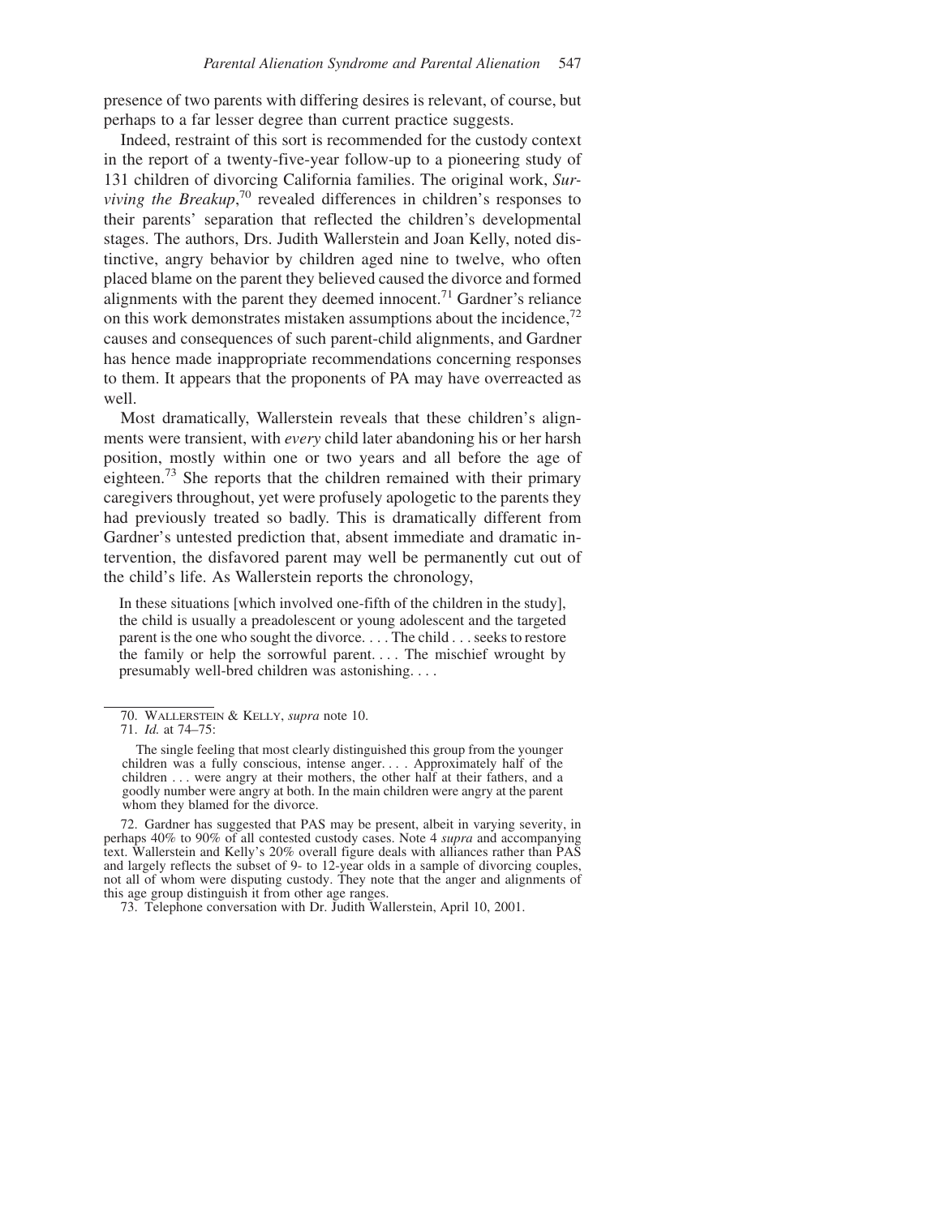presence of two parents with differing desires is relevant, of course, but perhaps to a far lesser degree than current practice suggests.

Indeed, restraint of this sort is recommended for the custody context in the report of a twenty-five-year follow-up to a pioneering study of 131 children of divorcing California families. The original work, *Surviving the Breakup*,[70] revealed differences in children's responses to their parents' separation that reflected the children's developmental stages. The authors, Drs. Judith Wallerstein and Joan Kelly, noted distinctive, angry behavior by children aged nine to twelve, who often placed blame on the parent they believed caused the divorce and formed alignments with the parent they deemed innocent.[71] Gardner's reliance on this work demonstrates mistaken assumptions about the incidence,[72] causes and consequences of such parent-child alignments, and Gardner has hence made inappropriate recommendations concerning responses to them. It appears that the proponents of PA may have overreacted as well.

Most dramatically, Wallerstein reveals that these children's alignments were transient, with *every* child later abandoning his or her harsh position, mostly within one or two years and all before the age of eighteen.[73] She reports that the children remained with their primary caregivers throughout, yet were profusely apologetic to the parents they had previously treated so badly. This is dramatically different from Gardner's untested prediction that, absent immediate and dramatic intervention, the disfavored parent may well be permanently cut out of the child's life. As Wallerstein reports the chronology,

> In these situations [which involved one-fifth of the children in the study], the child is usually a preadolescent or young adolescent and the targeted parent is the one who sought the divorce. . . . The child . . . seeks to restore the family or help the sorrowful parent. . . . The mischief wrought by presumably well-bred children was astonishing. . . .

---

70. WALLERSTEIN & KELLY, *supra* note 10.

71. *Id.* at 74–75:

> The single feeling that most clearly distinguished this group from the younger children was a fully conscious, intense anger. . . . Approximately half of the children . . . were angry at their mothers, the other half at their fathers, and a goodly number were angry at both. In the main children were angry at the parent whom they blamed for the divorce.

72. Gardner has suggested that PAS may be present, albeit in varying severity, in perhaps 40% to 90% of all contested custody cases. Note 4 *supra* and accompanying text. Wallerstein and Kelly's 20% overall figure deals with alliances rather than PAS and largely reflects the subset of 9- to 12-year olds in a sample of divorcing couples, not all of whom were disputing custody. They note that the anger and alignments of this age group distinguish it from other age ranges.

73. Telephone conversation with Dr. Judith Wallerstein, April 10, 2001.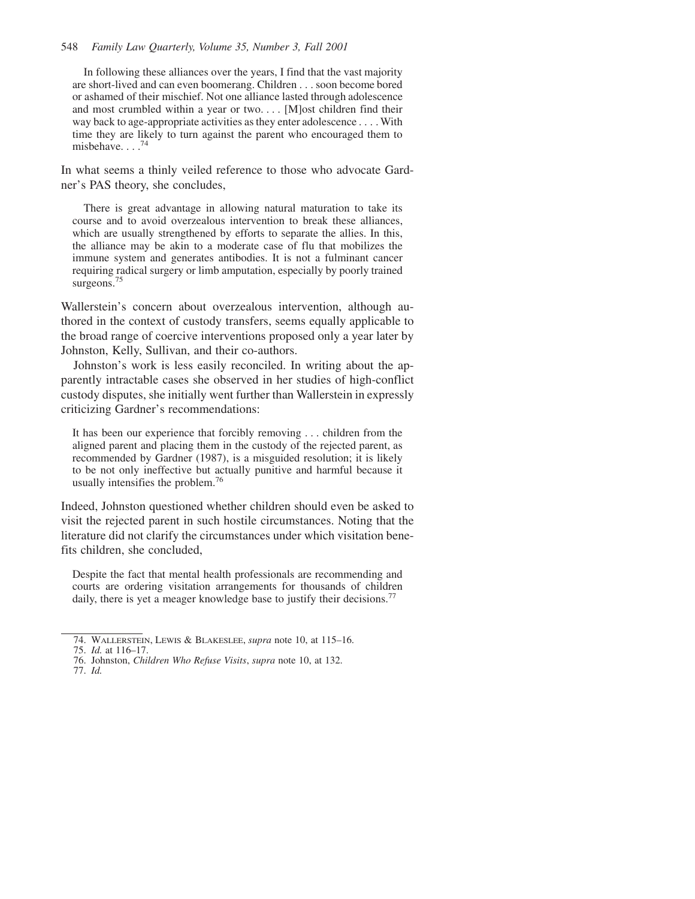> In following these alliances over the years, I find that the vast majority are short-lived and can even boomerang. Children . . . soon become bored or ashamed of their mischief. Not one alliance lasted through adolescence and most crumbled within a year or two. . . . [M]ost children find their way back to age-appropriate activities as they enter adolescence . . . . With time they are likely to turn against the parent who encouraged them to misbehave. . . .[74]

In what seems a thinly veiled reference to those who advocate Gardner's PAS theory, she concludes,

> There is great advantage in allowing natural maturation to take its course and to avoid overzealous intervention to break these alliances, which are usually strengthened by efforts to separate the allies. In this, the alliance may be akin to a moderate case of flu that mobilizes the immune system and generates antibodies. It is not a fulminant cancer requiring radical surgery or limb amputation, especially by poorly trained surgeons.[75]

Wallerstein's concern about overzealous intervention, although authored in the context of custody transfers, seems equally applicable to the broad range of coercive interventions proposed only a year later by Johnston, Kelly, Sullivan, and their co-authors.

Johnston's work is less easily reconciled. In writing about the apparently intractable cases she observed in her studies of high-conflict custody disputes, she initially went further than Wallerstein in expressly criticizing Gardner's recommendations:

> It has been our experience that forcibly removing . . . children from the aligned parent and placing them in the custody of the rejected parent, as recommended by Gardner (1987), is a misguided resolution; it is likely to be not only ineffective but actually punitive and harmful because it usually intensifies the problem.[76]

Indeed, Johnston questioned whether children should even be asked to visit the rejected parent in such hostile circumstances. Noting that the literature did not clarify the circumstances under which visitation benefits children, she concluded,

> Despite the fact that mental health professionals are recommending and courts are ordering visitation arrangements for thousands of children daily, there is yet a meager knowledge base to justify their decisions.[77]

---

74. Wallerstein, Lewis & Blakeslee, *supra* note 10, at 115–16.

75. *Id.* at 116–17.

76. Johnston, *Children Who Refuse Visits*, *supra* note 10, at 132.

77. *Id.*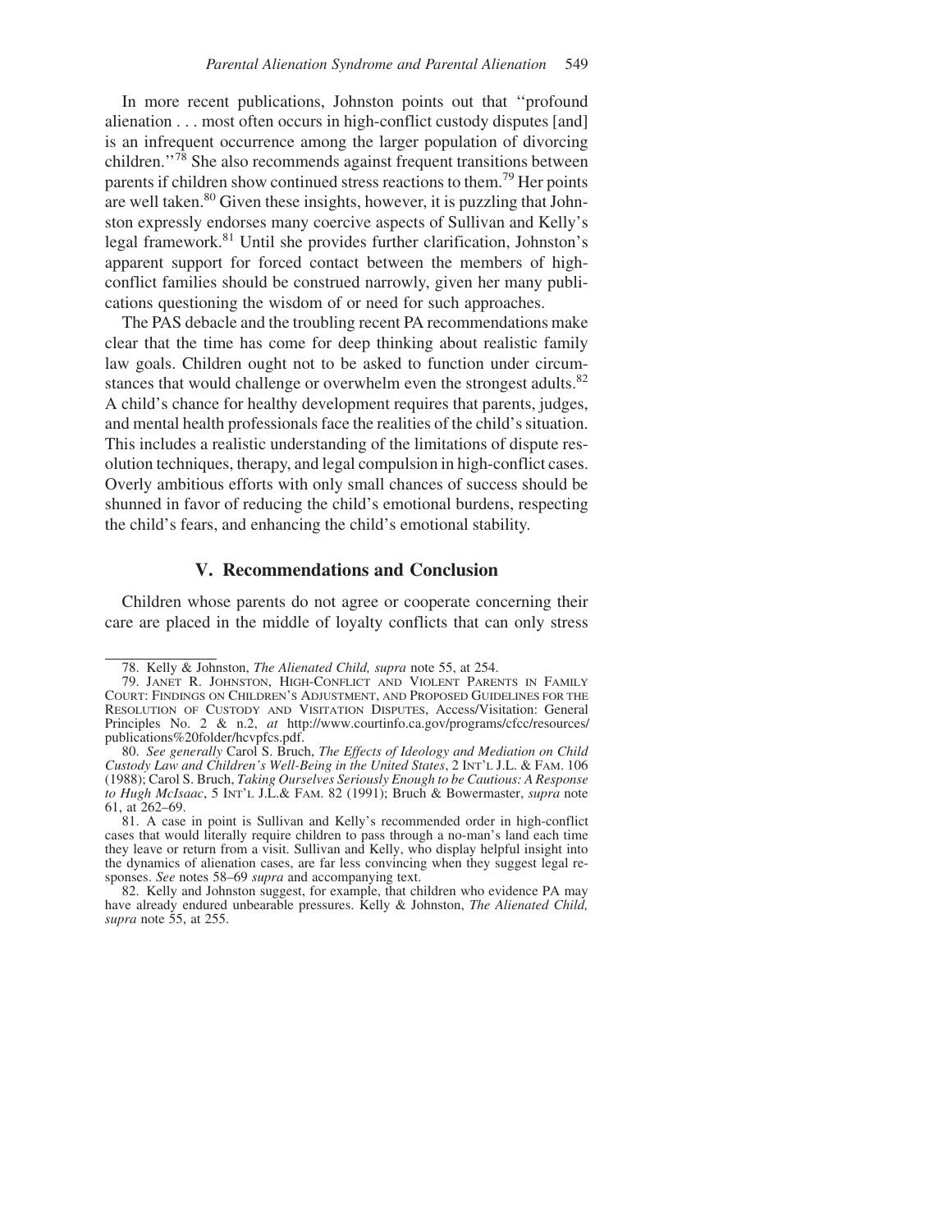In more recent publications, Johnston points out that "profound alienation . . . most often occurs in high-conflict custody disputes [and] is an infrequent occurrence among the larger population of divorcing children."[78] She also recommends against frequent transitions between parents if children show continued stress reactions to them.[79] Her points are well taken.[80] Given these insights, however, it is puzzling that Johnston expressly endorses many coercive aspects of Sullivan and Kelly's legal framework.[81] Until she provides further clarification, Johnston's apparent support for forced contact between the members of high-conflict families should be construed narrowly, given her many publications questioning the wisdom of or need for such approaches.

The PAS debacle and the troubling recent PA recommendations make clear that the time has come for deep thinking about realistic family law goals. Children ought not to be asked to function under circumstances that would challenge or overwhelm even the strongest adults.[82] A child's chance for healthy development requires that parents, judges, and mental health professionals face the realities of the child's situation. This includes a realistic understanding of the limitations of dispute resolution techniques, therapy, and legal compulsion in high-conflict cases. Overly ambitious efforts with only small chances of success should be shunned in favor of reducing the child's emotional burdens, respecting the child's fears, and enhancing the child's emotional stability.

## V. Recommendations and Conclusion

Children whose parents do not agree or cooperate concerning their care are placed in the middle of loyalty conflicts that can only stress

---

78. Kelly & Johnston, *The Alienated Child, supra* note 55, at 254.

79. Janet R. Johnston, High-Conflict and Violent Parents in Family Court: Findings on Children's Adjustment, and Proposed Guidelines for the Resolution of Custody and Visitation Disputes, Access/Visitation: General Principles No. 2 & n.2, *at* http://www.courtinfo.ca.gov/programs/cfcc/resources/publications%20folder/hcvpfcs.pdf.

80. *See generally* Carol S. Bruch, *The Effects of Ideology and Mediation on Child Custody Law and Children's Well-Being in the United States*, 2 Int'l J.L. & Fam. 106 (1988); Carol S. Bruch, *Taking Ourselves Seriously Enough to be Cautious: A Response to Hugh McIsaac*, 5 Int'l J.L.& Fam. 82 (1991); Bruch & Bowermaster, *supra* note 61, at 262–69.

81. A case in point is Sullivan and Kelly's recommended order in high-conflict cases that would literally require children to pass through a no-man's land each time they leave or return from a visit. Sullivan and Kelly, who display helpful insight into the dynamics of alienation cases, are far less convincing when they suggest legal responses. *See* notes 58–69 *supra* and accompanying text.

82. Kelly and Johnston suggest, for example, that children who evidence PA may have already endured unbearable pressures. Kelly & Johnston, *The Alienated Child, supra* note 55, at 255.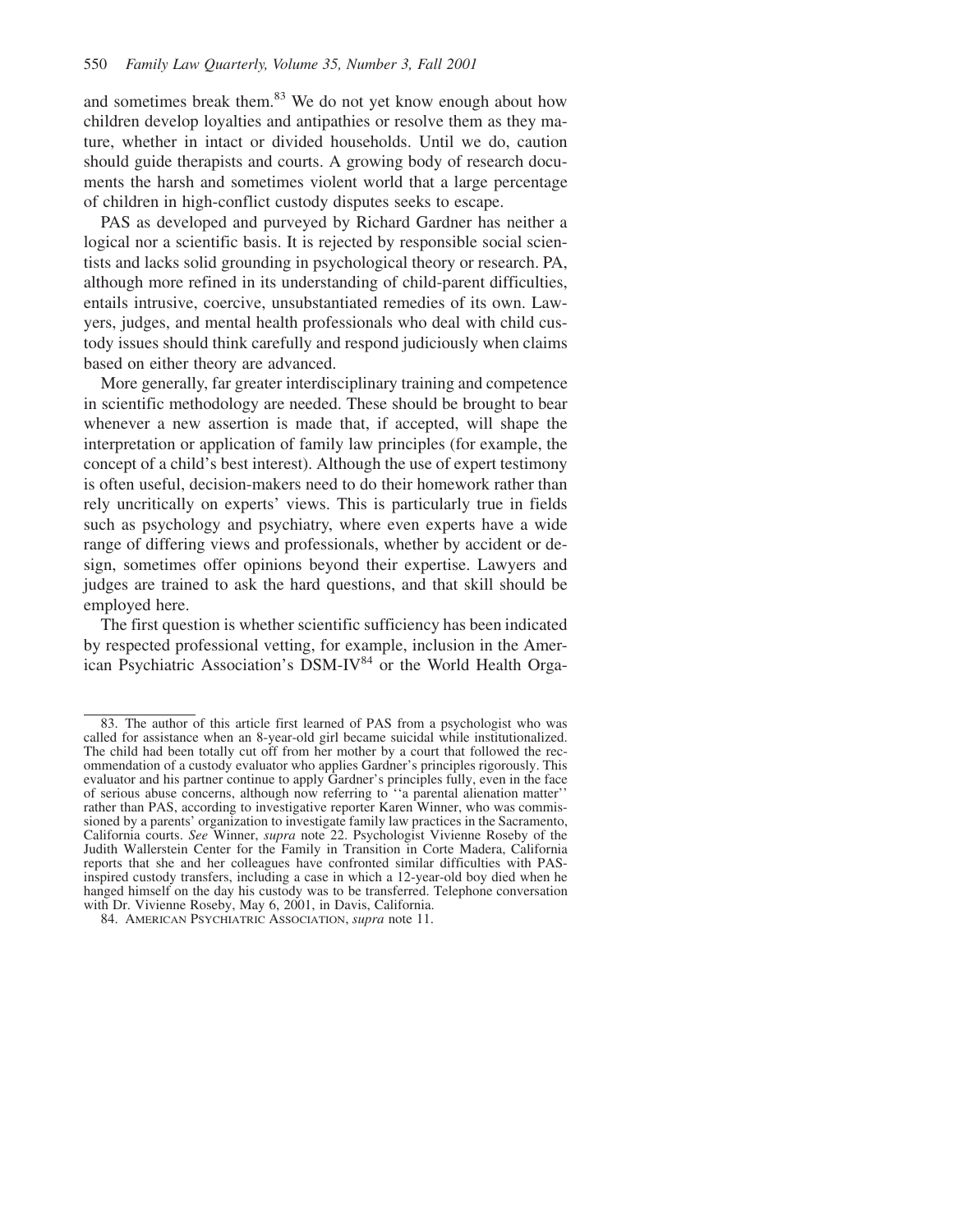and sometimes break them.[83] We do not yet know enough about how children develop loyalties and antipathies or resolve them as they mature, whether in intact or divided households. Until we do, caution should guide therapists and courts. A growing body of research documents the harsh and sometimes violent world that a large percentage of children in high-conflict custody disputes seeks to escape.

PAS as developed and purveyed by Richard Gardner has neither a logical nor a scientific basis. It is rejected by responsible social scientists and lacks solid grounding in psychological theory or research. PA, although more refined in its understanding of child-parent difficulties, entails intrusive, coercive, unsubstantiated remedies of its own. Lawyers, judges, and mental health professionals who deal with child custody issues should think carefully and respond judiciously when claims based on either theory are advanced.

More generally, far greater interdisciplinary training and competence in scientific methodology are needed. These should be brought to bear whenever a new assertion is made that, if accepted, will shape the interpretation or application of family law principles (for example, the concept of a child's best interest). Although the use of expert testimony is often useful, decision-makers need to do their homework rather than rely uncritically on experts' views. This is particularly true in fields such as psychology and psychiatry, where even experts have a wide range of differing views and professionals, whether by accident or design, sometimes offer opinions beyond their expertise. Lawyers and judges are trained to ask the hard questions, and that skill should be employed here.

The first question is whether scientific sufficiency has been indicated by respected professional vetting, for example, inclusion in the American Psychiatric Association's DSM-IV[84] or the World Health Orga-

---

83. The author of this article first learned of PAS from a psychologist who was called for assistance when an 8-year-old girl became suicidal while institutionalized. The child had been totally cut off from her mother by a court that followed the recommendation of a custody evaluator who applies Gardner's principles rigorously. This evaluator and his partner continue to apply Gardner's principles fully, even in the face of serious abuse concerns, although now referring to ''a parental alienation matter'' rather than PAS, according to investigative reporter Karen Winner, who was commissioned by a parents' organization to investigate family law practices in the Sacramento, California courts. *See* Winner, *supra* note 22. Psychologist Vivienne Roseby of the Judith Wallerstein Center for the Family in Transition in Corte Madera, California reports that she and her colleagues have confronted similar difficulties with PAS-inspired custody transfers, including a case in which a 12-year-old boy died when he hanged himself on the day his custody was to be transferred. Telephone conversation with Dr. Vivienne Roseby, May 6, 2001, in Davis, California.

84. American Psychiatric Association, *supra* note 11.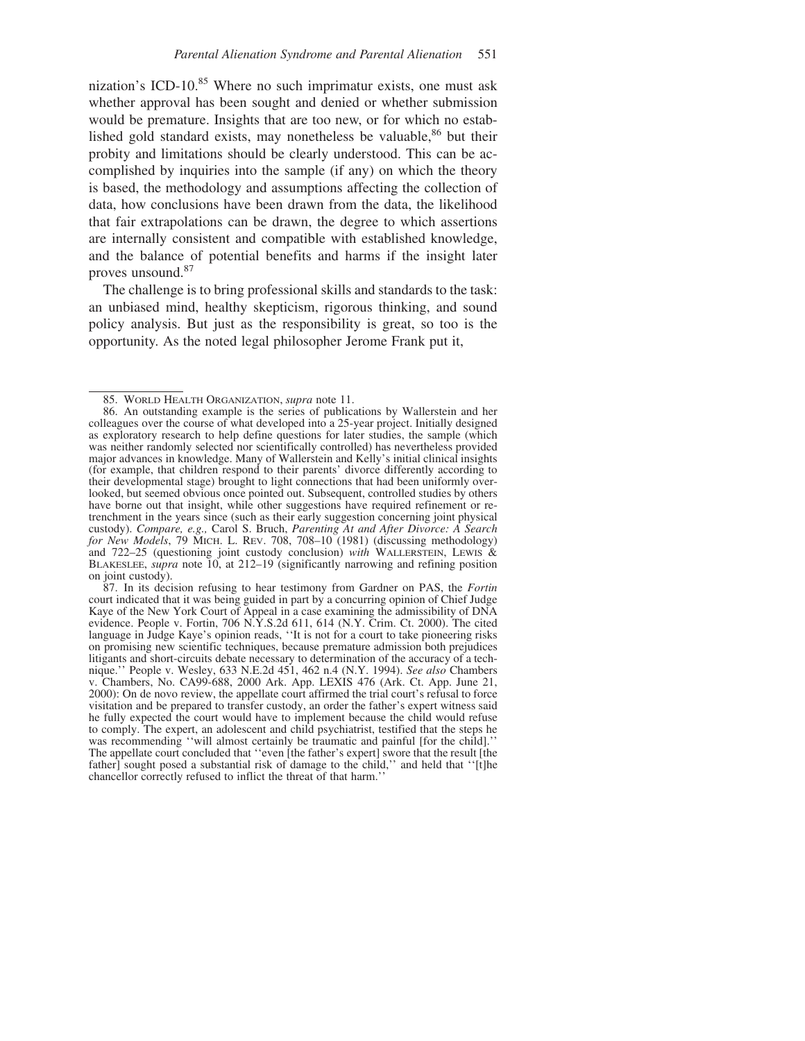nization's ICD-10.[85] Where no such imprimatur exists, one must ask whether approval has been sought and denied or whether submission would be premature. Insights that are too new, or for which no established gold standard exists, may nonetheless be valuable,[86] but their probity and limitations should be clearly understood. This can be accomplished by inquiries into the sample (if any) on which the theory is based, the methodology and assumptions affecting the collection of data, how conclusions have been drawn from the data, the likelihood that fair extrapolations can be drawn, the degree to which assertions are internally consistent and compatible with established knowledge, and the balance of potential benefits and harms if the insight later proves unsound.[87]

The challenge is to bring professional skills and standards to the task: an unbiased mind, healthy skepticism, rigorous thinking, and sound policy analysis. But just as the responsibility is great, so too is the opportunity. As the noted legal philosopher Jerome Frank put it,

---

85. WORLD HEALTH ORGANIZATION, *supra* note 11.

86. An outstanding example is the series of publications by Wallerstein and her colleagues over the course of what developed into a 25-year project. Initially designed as exploratory research to help define questions for later studies, the sample (which was neither randomly selected nor scientifically controlled) has nevertheless provided major advances in knowledge. Many of Wallerstein and Kelly's initial clinical insights (for example, that children respond to their parents' divorce differently according to their developmental stage) brought to light connections that had been uniformly overlooked, but seemed obvious once pointed out. Subsequent, controlled studies by others have borne out that insight, while other suggestions have required refinement or retrenchment in the years since (such as their early suggestion concerning joint physical custody). *Compare, e.g.,* Carol S. Bruch, *Parenting At and After Divorce: A Search for New Models*, 79 MICH. L. REV. 708, 708–10 (1981) (discussing methodology) and 722–25 (questioning joint custody conclusion) *with* WALLERSTEIN, LEWIS & BLAKESLEE, *supra* note 10, at 212–19 (significantly narrowing and refining position on joint custody).

87. In its decision refusing to hear testimony from Gardner on PAS, the *Fortin* court indicated that it was being guided in part by a concurring opinion of Chief Judge Kaye of the New York Court of Appeal in a case examining the admissibility of DNA evidence. People v. Fortin, 706 N.Y.S.2d 611, 614 (N.Y. Crim. Ct. 2000). The cited language in Judge Kaye's opinion reads, ''It is not for a court to take pioneering risks on promising new scientific techniques, because premature admission both prejudices litigants and short-circuits debate necessary to determination of the accuracy of a technique.'' People v. Wesley, 633 N.E.2d 451, 462 n.4 (N.Y. 1994). *See also* Chambers v. Chambers, No. CA99-688, 2000 Ark. App. LEXIS 476 (Ark. Ct. App. June 21, 2000): On de novo review, the appellate court affirmed the trial court's refusal to force visitation and be prepared to transfer custody, an order the father's expert witness said he fully expected the court would have to implement because the child would refuse to comply. The expert, an adolescent and child psychiatrist, testified that the steps he was recommending ''will almost certainly be traumatic and painful [for the child].'' The appellate court concluded that ''even [the father's expert] swore that the result [the father] sought posed a substantial risk of damage to the child,'' and held that ''[t]he chancellor correctly refused to inflict the threat of that harm.''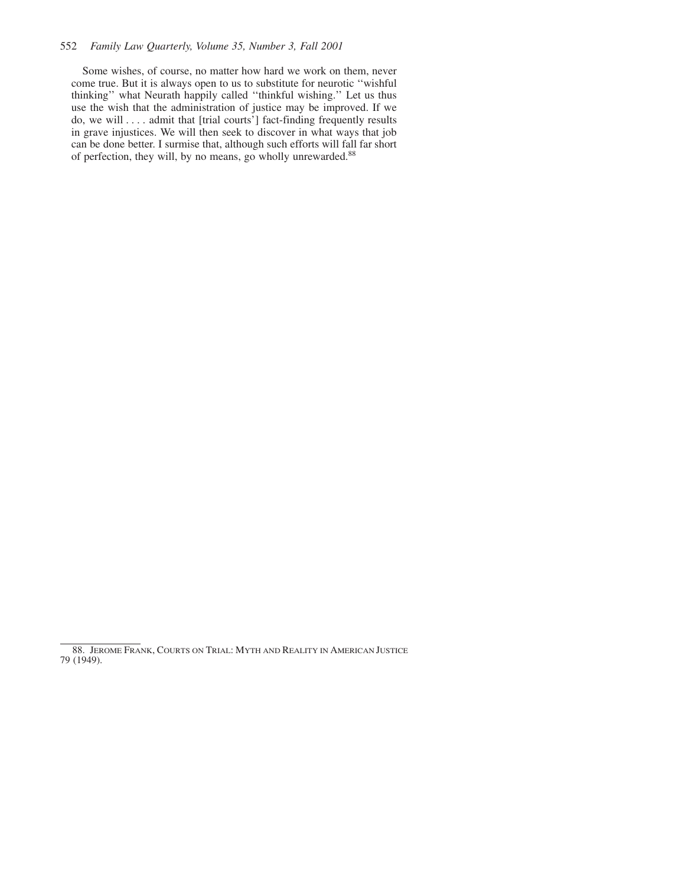Some wishes, of course, no matter how hard we work on them, never come true. But it is always open to us to substitute for neurotic ''wishful thinking'' what Neurath happily called ''thinkful wishing.'' Let us thus use the wish that the administration of justice may be improved. If we do, we will . . . . admit that [trial courts'] fact-finding frequently results in grave injustices. We will then seek to discover in what ways that job can be done better. I surmise that, although such efforts will fall far short of perfection, they will, by no means, go wholly unrewarded.[88]

---

88. Jerome Frank, Courts on Trial: Myth and Reality in American Justice 79 (1949).